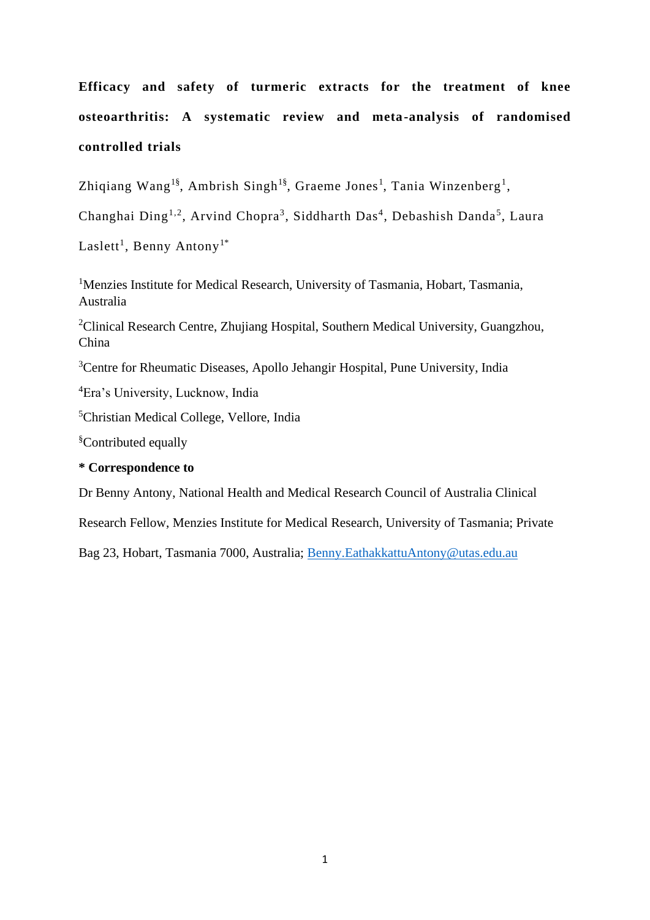# Efficacy and safety of turmeric extracts for the treatment of knee osteoarthritis: A systematic review and meta-analysis of randomised controlled trials

Zhiqiang Wang[1§], Ambrish Singh[1§], Graeme Jones[1], Tania Winzenberg[1], Changhai Ding[1,2], Arvind Chopra[3], Siddharth Das[4], Debashish Danda[5], Laura Laslett[1], Benny Antony[1*]

[1]Menzies Institute for Medical Research, University of Tasmania, Hobart, Tasmania, Australia

[2]Clinical Research Centre, Zhujiang Hospital, Southern Medical University, Guangzhou, China

[3]Centre for Rheumatic Diseases, Apollo Jehangir Hospital, Pune University, India

[4]Era's University, Lucknow, India

[5]Christian Medical College, Vellore, India

[§]Contributed equally

**\* Correspondence to**

Dr Benny Antony, National Health and Medical Research Council of Australia Clinical Research Fellow, Menzies Institute for Medical Research, University of Tasmania; Private Bag 23, Hobart, Tasmania 7000, Australia; Benny.EathakkattuAntony@utas.edu.au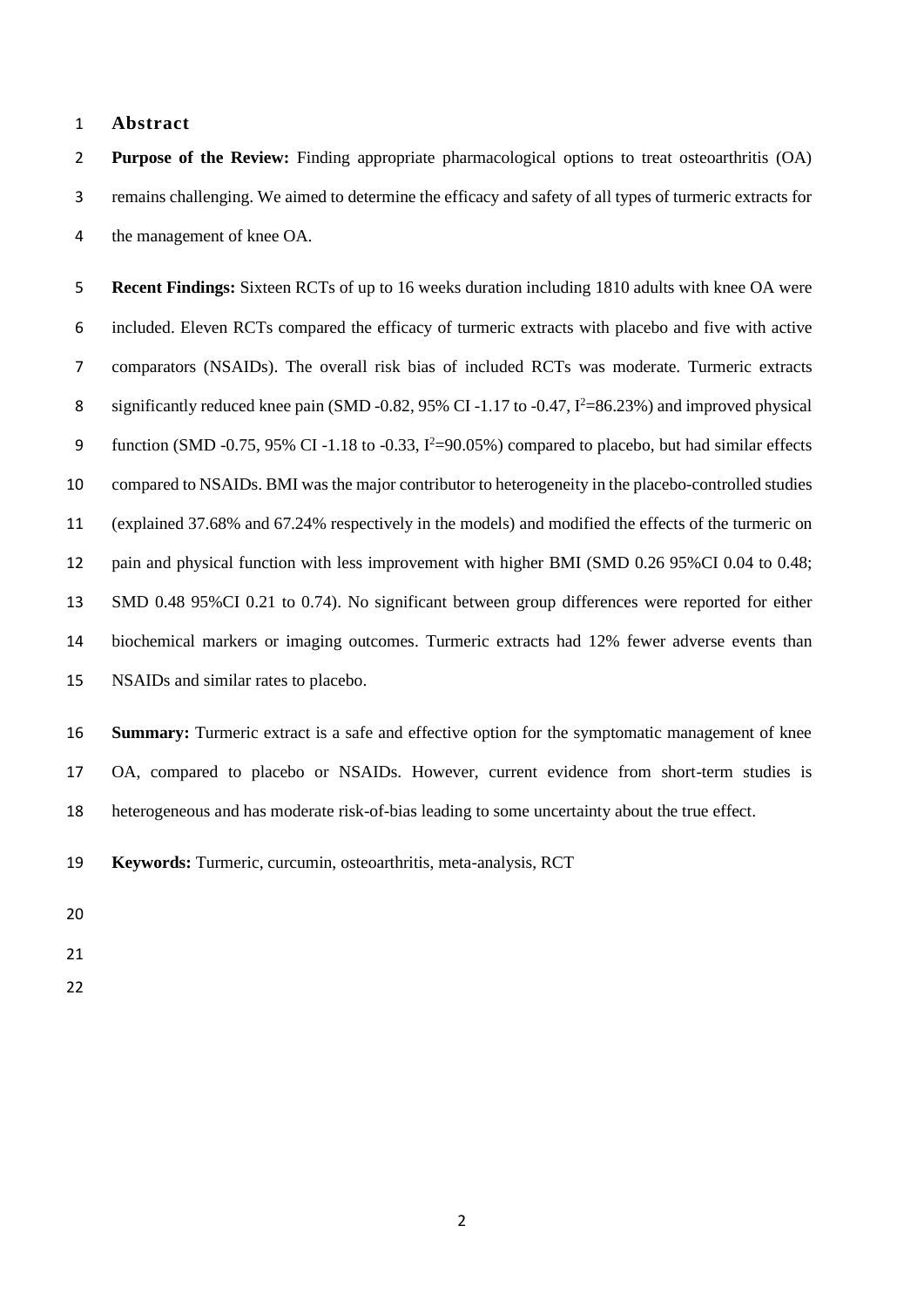## Abstract

**Purpose of the Review:** Finding appropriate pharmacological options to treat osteoarthritis (OA) remains challenging. We aimed to determine the efficacy and safety of all types of turmeric extracts for the management of knee OA.

**Recent Findings:** Sixteen RCTs of up to 16 weeks duration including 1810 adults with knee OA were included. Eleven RCTs compared the efficacy of turmeric extracts with placebo and five with active comparators (NSAIDs). The overall risk bias of included RCTs was moderate. Turmeric extracts significantly reduced knee pain (SMD -0.82, 95% CI -1.17 to -0.47, $I^2$=86.23%) and improved physical function (SMD -0.75, 95% CI -1.18 to -0.33, $I^2$=90.05%) compared to placebo, but had similar effects compared to NSAIDs. BMI was the major contributor to heterogeneity in the placebo-controlled studies (explained 37.68% and 67.24% respectively in the models) and modified the effects of the turmeric on pain and physical function with less improvement with higher BMI (SMD 0.26 95%CI 0.04 to 0.48; SMD 0.48 95%CI 0.21 to 0.74). No significant between group differences were reported for either biochemical markers or imaging outcomes. Turmeric extracts had 12% fewer adverse events than NSAIDs and similar rates to placebo.

**Summary:** Turmeric extract is a safe and effective option for the symptomatic management of knee OA, compared to placebo or NSAIDs. However, current evidence from short-term studies is heterogeneous and has moderate risk-of-bias leading to some uncertainty about the true effect.

**Keywords:** Turmeric, curcumin, osteoarthritis, meta-analysis, RCT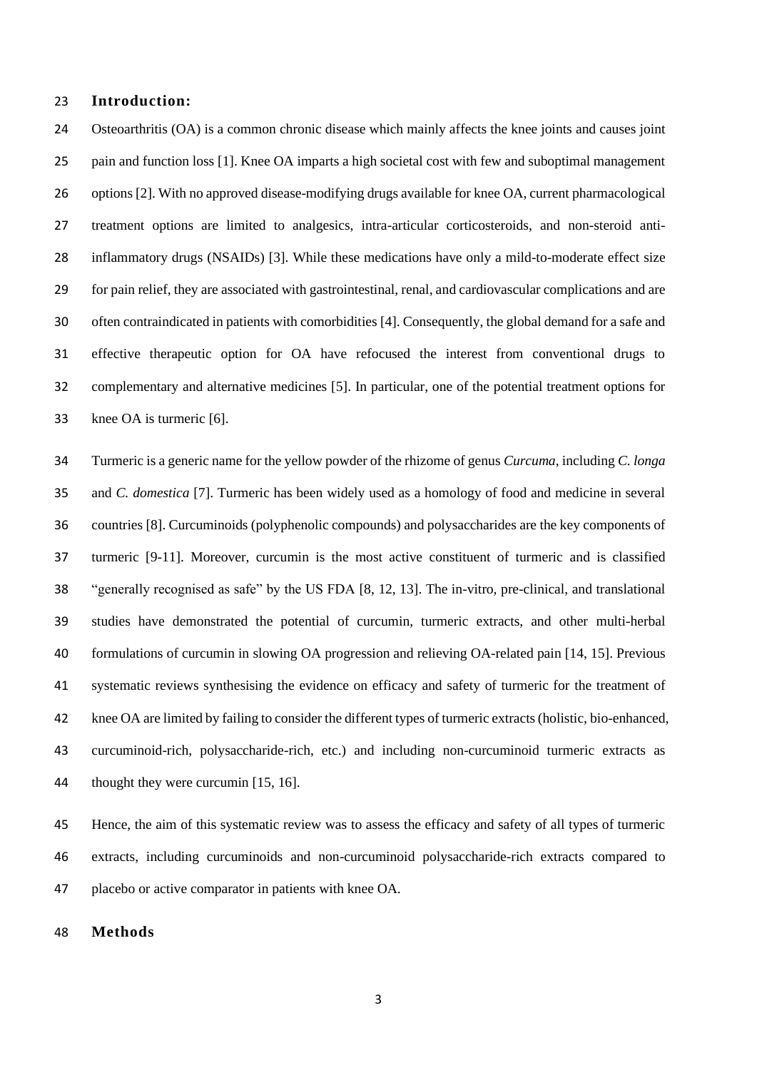## Introduction:

Osteoarthritis (OA) is a common chronic disease which mainly affects the knee joints and causes joint pain and function loss [1]. Knee OA imparts a high societal cost with few and suboptimal management options [2]. With no approved disease-modifying drugs available for knee OA, current pharmacological treatment options are limited to analgesics, intra-articular corticosteroids, and non-steroid anti-inflammatory drugs (NSAIDs) [3]. While these medications have only a mild-to-moderate effect size for pain relief, they are associated with gastrointestinal, renal, and cardiovascular complications and are often contraindicated in patients with comorbidities [4]. Consequently, the global demand for a safe and effective therapeutic option for OA have refocused the interest from conventional drugs to complementary and alternative medicines [5]. In particular, one of the potential treatment options for knee OA is turmeric [6].

Turmeric is a generic name for the yellow powder of the rhizome of genus *Curcuma*, including *C. longa* and *C. domestica* [7]. Turmeric has been widely used as a homology of food and medicine in several countries [8]. Curcuminoids (polyphenolic compounds) and polysaccharides are the key components of turmeric [9-11]. Moreover, curcumin is the most active constituent of turmeric and is classified "generally recognised as safe" by the US FDA [8, 12, 13]. The in-vitro, pre-clinical, and translational studies have demonstrated the potential of curcumin, turmeric extracts, and other multi-herbal formulations of curcumin in slowing OA progression and relieving OA-related pain [14, 15]. Previous systematic reviews synthesising the evidence on efficacy and safety of turmeric for the treatment of knee OA are limited by failing to consider the different types of turmeric extracts (holistic, bio-enhanced, curcuminoid-rich, polysaccharide-rich, etc.) and including non-curcuminoid turmeric extracts as thought they were curcumin [15, 16].

Hence, the aim of this systematic review was to assess the efficacy and safety of all types of turmeric extracts, including curcuminoids and non-curcuminoid polysaccharide-rich extracts compared to placebo or active comparator in patients with knee OA.

## Methods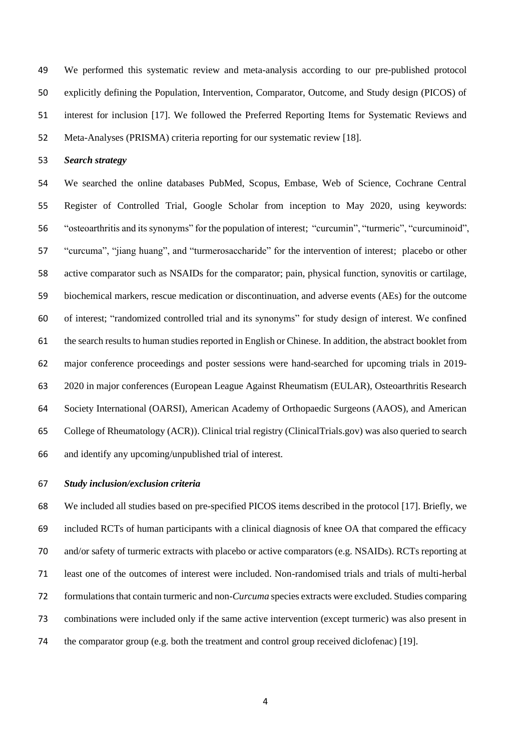We performed this systematic review and meta-analysis according to our pre-published protocol explicitly defining the Population, Intervention, Comparator, Outcome, and Study design (PICOS) of interest for inclusion [17]. We followed the Preferred Reporting Items for Systematic Reviews and Meta-Analyses (PRISMA) criteria reporting for our systematic review [18].

***Search strategy***

We searched the online databases PubMed, Scopus, Embase, Web of Science, Cochrane Central Register of Controlled Trial, Google Scholar from inception to May 2020, using keywords: "osteoarthritis and its synonyms" for the population of interest; "curcumin", "turmeric", "curcuminoid", "curcuma", "jiang huang", and "turmerosaccharide" for the intervention of interest; placebo or other active comparator such as NSAIDs for the comparator; pain, physical function, synovitis or cartilage, biochemical markers, rescue medication or discontinuation, and adverse events (AEs) for the outcome of interest; "randomized controlled trial and its synonyms" for study design of interest. We confined the search results to human studies reported in English or Chinese. In addition, the abstract booklet from major conference proceedings and poster sessions were hand-searched for upcoming trials in 2019-2020 in major conferences (European League Against Rheumatism (EULAR), Osteoarthritis Research Society International (OARSI), American Academy of Orthopaedic Surgeons (AAOS), and American College of Rheumatology (ACR)). Clinical trial registry (ClinicalTrials.gov) was also queried to search and identify any upcoming/unpublished trial of interest.

***Study inclusion/exclusion criteria***

We included all studies based on pre-specified PICOS items described in the protocol [17]. Briefly, we included RCTs of human participants with a clinical diagnosis of knee OA that compared the efficacy and/or safety of turmeric extracts with placebo or active comparators (e.g. NSAIDs). RCTs reporting at least one of the outcomes of interest were included. Non-randomised trials and trials of multi-herbal formulations that contain turmeric and non-*Curcuma* species extracts were excluded. Studies comparing combinations were included only if the same active intervention (except turmeric) was also present in the comparator group (e.g. both the treatment and control group received diclofenac) [19].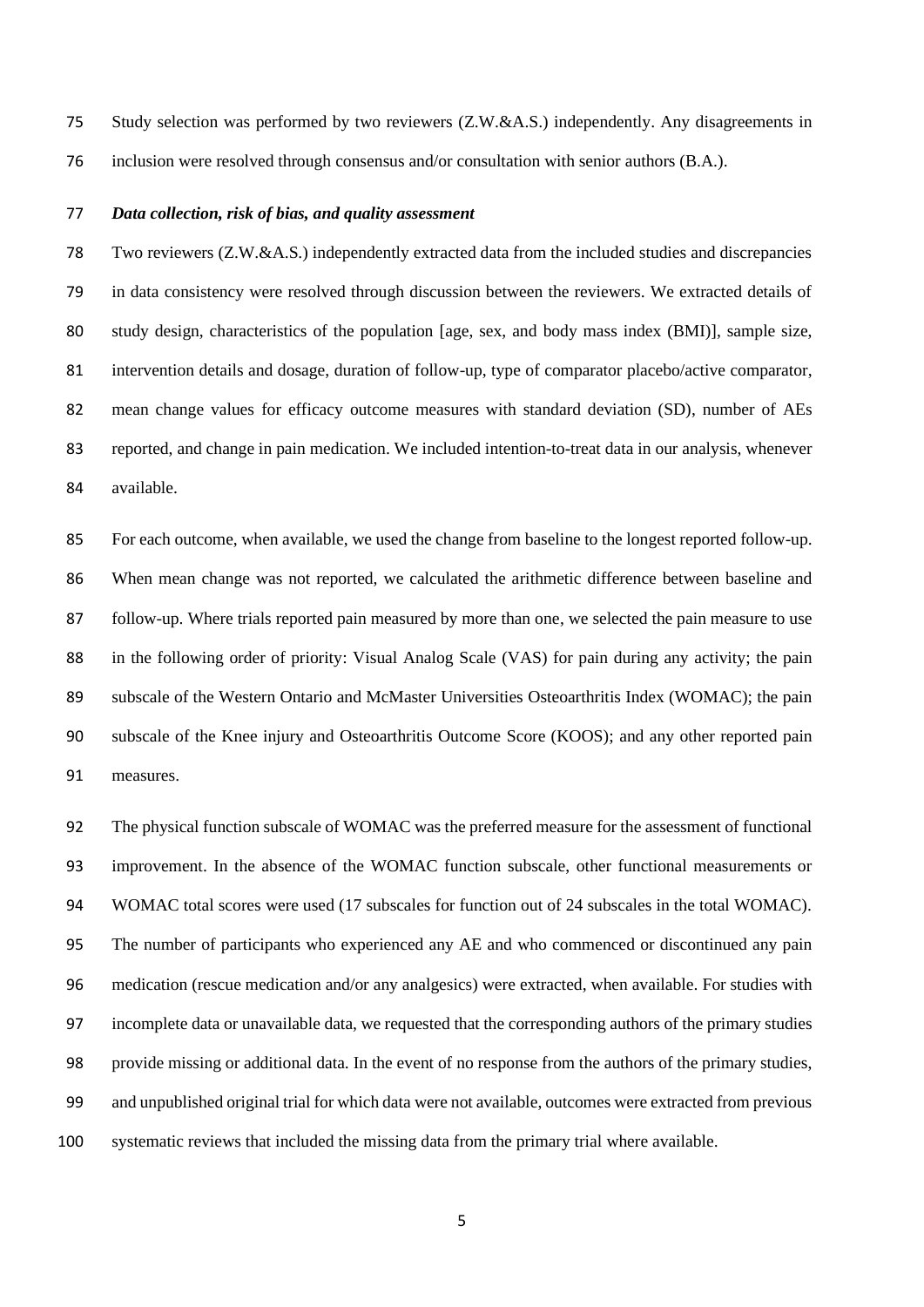Study selection was performed by two reviewers (Z.W.&A.S.) independently. Any disagreements in inclusion were resolved through consensus and/or consultation with senior authors (B.A.).

### *Data collection, risk of bias, and quality assessment*

Two reviewers (Z.W.&A.S.) independently extracted data from the included studies and discrepancies in data consistency were resolved through discussion between the reviewers. We extracted details of study design, characteristics of the population [age, sex, and body mass index (BMI)], sample size, intervention details and dosage, duration of follow-up, type of comparator placebo/active comparator, mean change values for efficacy outcome measures with standard deviation (SD), number of AEs reported, and change in pain medication. We included intention-to-treat data in our analysis, whenever available.

For each outcome, when available, we used the change from baseline to the longest reported follow-up. When mean change was not reported, we calculated the arithmetic difference between baseline and follow-up. Where trials reported pain measured by more than one, we selected the pain measure to use in the following order of priority: Visual Analog Scale (VAS) for pain during any activity; the pain subscale of the Western Ontario and McMaster Universities Osteoarthritis Index (WOMAC); the pain subscale of the Knee injury and Osteoarthritis Outcome Score (KOOS); and any other reported pain measures.

The physical function subscale of WOMAC was the preferred measure for the assessment of functional improvement. In the absence of the WOMAC function subscale, other functional measurements or WOMAC total scores were used (17 subscales for function out of 24 subscales in the total WOMAC). The number of participants who experienced any AE and who commenced or discontinued any pain medication (rescue medication and/or any analgesics) were extracted, when available. For studies with incomplete data or unavailable data, we requested that the corresponding authors of the primary studies provide missing or additional data. In the event of no response from the authors of the primary studies, and unpublished original trial for which data were not available, outcomes were extracted from previous systematic reviews that included the missing data from the primary trial where available.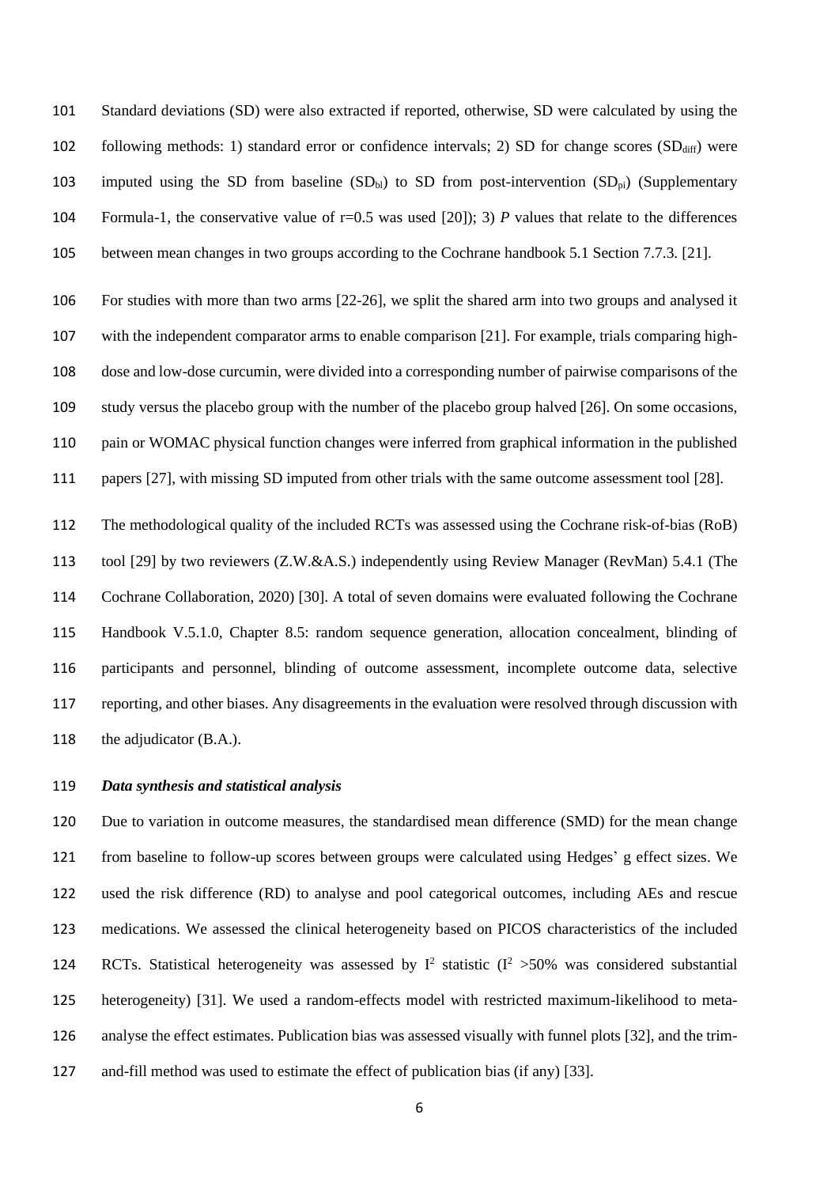Standard deviations (SD) were also extracted if reported, otherwise, SD were calculated by using the following methods: 1) standard error or confidence intervals; 2) SD for change scores ($SD_{diff}$) were imputed using the SD from baseline ($SD_{bl}$) to SD from post-intervention ($SD_{pi}$) (Supplementary Formula-1, the conservative value of r=0.5 was used [20]); 3) *P* values that relate to the differences between mean changes in two groups according to the Cochrane handbook 5.1 Section 7.7.3. [21].

For studies with more than two arms [22-26], we split the shared arm into two groups and analysed it with the independent comparator arms to enable comparison [21]. For example, trials comparing high-dose and low-dose curcumin, were divided into a corresponding number of pairwise comparisons of the study versus the placebo group with the number of the placebo group halved [26]. On some occasions, pain or WOMAC physical function changes were inferred from graphical information in the published papers [27], with missing SD imputed from other trials with the same outcome assessment tool [28].

The methodological quality of the included RCTs was assessed using the Cochrane risk-of-bias (RoB) tool [29] by two reviewers (Z.W.&A.S.) independently using Review Manager (RevMan) 5.4.1 (The Cochrane Collaboration, 2020) [30]. A total of seven domains were evaluated following the Cochrane Handbook V.5.1.0, Chapter 8.5: random sequence generation, allocation concealment, blinding of participants and personnel, blinding of outcome assessment, incomplete outcome data, selective reporting, and other biases. Any disagreements in the evaluation were resolved through discussion with the adjudicator (B.A.).

***Data synthesis and statistical analysis***

Due to variation in outcome measures, the standardised mean difference (SMD) for the mean change from baseline to follow-up scores between groups were calculated using Hedges' g effect sizes. We used the risk difference (RD) to analyse and pool categorical outcomes, including AEs and rescue medications. We assessed the clinical heterogeneity based on PICOS characteristics of the included RCTs. Statistical heterogeneity was assessed by $I^2$ statistic ($I^2$ >50% was considered substantial heterogeneity) [31]. We used a random-effects model with restricted maximum-likelihood to meta-analyse the effect estimates. Publication bias was assessed visually with funnel plots [32], and the trim-and-fill method was used to estimate the effect of publication bias (if any) [33].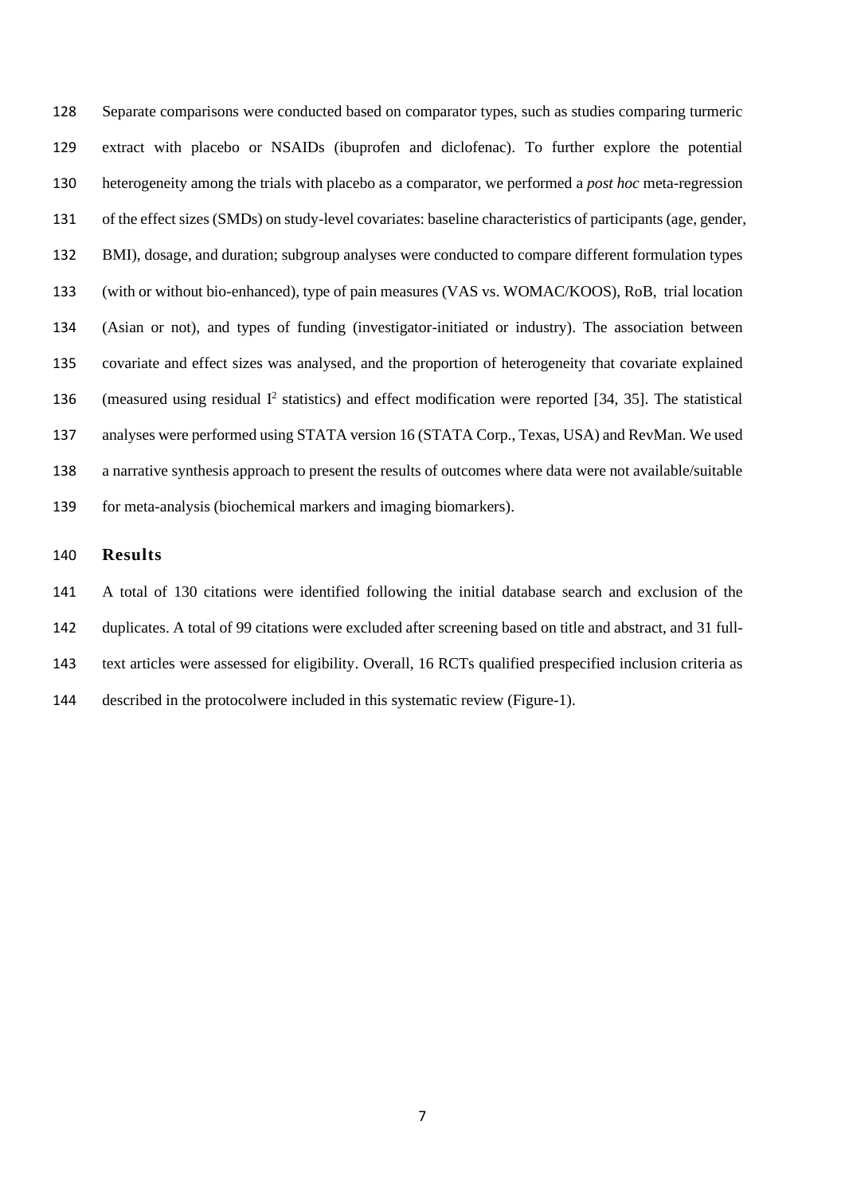Separate comparisons were conducted based on comparator types, such as studies comparing turmeric extract with placebo or NSAIDs (ibuprofen and diclofenac). To further explore the potential heterogeneity among the trials with placebo as a comparator, we performed a *post hoc* meta-regression of the effect sizes (SMDs) on study-level covariates: baseline characteristics of participants (age, gender, BMI), dosage, and duration; subgroup analyses were conducted to compare different formulation types (with or without bio-enhanced), type of pain measures (VAS vs. WOMAC/KOOS), RoB, trial location (Asian or not), and types of funding (investigator-initiated or industry). The association between covariate and effect sizes was analysed, and the proportion of heterogeneity that covariate explained (measured using residual $I^2$ statistics) and effect modification were reported [34, 35]. The statistical analyses were performed using STATA version 16 (STATA Corp., Texas, USA) and RevMan. We used a narrative synthesis approach to present the results of outcomes where data were not available/suitable for meta-analysis (biochemical markers and imaging biomarkers).

## Results

A total of 130 citations were identified following the initial database search and exclusion of the duplicates. A total of 99 citations were excluded after screening based on title and abstract, and 31 full-text articles were assessed for eligibility. Overall, 16 RCTs qualified prespecified inclusion criteria as described in the protocolwere included in this systematic review (Figure-1).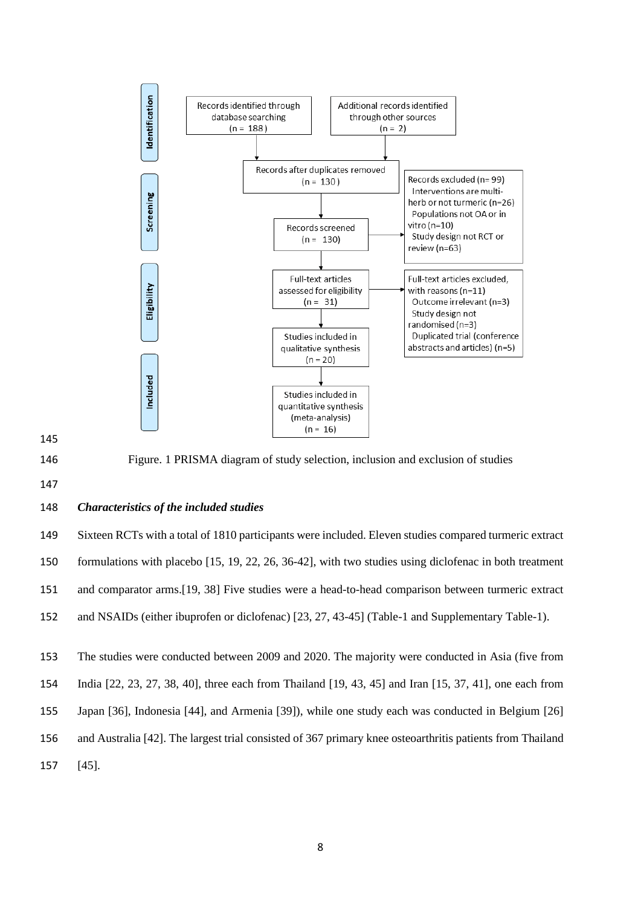Identification

Records identified through database searching (n = 188)

Additional records identified through other sources (n = 2)

Records after duplicates removed (n = 130)

Screening

Records screened (n = 130)

Records excluded (n= 99)
- Interventions are multi-herb or not turmeric (n=26)
- Populations not OA or in vitro (n=10)
- Study design not RCT or review (n=63)

Eligibility

Full-text articles assessed for eligibility (n = 31)

Full-text articles excluded, with reasons (n=11)
- Outcome irrelevant (n=3)
- Study design not randomised (n=3)
- Duplicated trial (conference abstracts and articles) (n=5)

Included

Studies included in qualitative synthesis (n = 20)

Studies included in quantitative synthesis (meta-analysis) (n = 16)

Figure. 1 PRISMA diagram of study selection, inclusion and exclusion of studies

### *Characteristics of the included studies*

Sixteen RCTs with a total of 1810 participants were included. Eleven studies compared turmeric extract formulations with placebo [15, 19, 22, 26, 36-42], with two studies using diclofenac in both treatment and comparator arms.[19, 38] Five studies were a head-to-head comparison between turmeric extract and NSAIDs (either ibuprofen or diclofenac) [23, 27, 43-45] (Table-1 and Supplementary Table-1).

The studies were conducted between 2009 and 2020. The majority were conducted in Asia (five from India [22, 23, 27, 38, 40], three each from Thailand [19, 43, 45] and Iran [15, 37, 41], one each from Japan [36], Indonesia [44], and Armenia [39]), while one study each was conducted in Belgium [26] and Australia [42]. The largest trial consisted of 367 primary knee osteoarthritis patients from Thailand [45].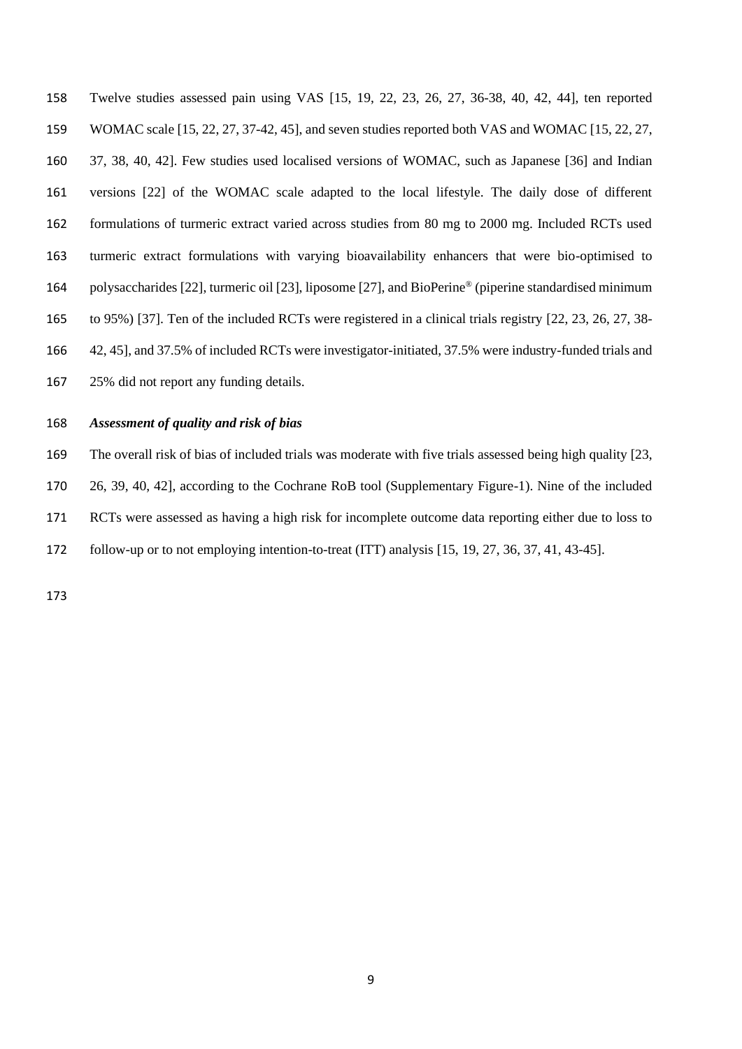Twelve studies assessed pain using VAS [15, 19, 22, 23, 26, 27, 36-38, 40, 42, 44], ten reported WOMAC scale [15, 22, 27, 37-42, 45], and seven studies reported both VAS and WOMAC [15, 22, 27, 37, 38, 40, 42]. Few studies used localised versions of WOMAC, such as Japanese [36] and Indian versions [22] of the WOMAC scale adapted to the local lifestyle. The daily dose of different formulations of turmeric extract varied across studies from 80 mg to 2000 mg. Included RCTs used turmeric extract formulations with varying bioavailability enhancers that were bio-optimised to polysaccharides [22], turmeric oil [23], liposome [27], and BioPerine® (piperine standardised minimum to 95%) [37]. Ten of the included RCTs were registered in a clinical trials registry [22, 23, 26, 27, 38-42, 45], and 37.5% of included RCTs were investigator-initiated, 37.5% were industry-funded trials and 25% did not report any funding details.

### *Assessment of quality and risk of bias*

The overall risk of bias of included trials was moderate with five trials assessed being high quality [23, 26, 39, 40, 42], according to the Cochrane RoB tool (Supplementary Figure-1). Nine of the included RCTs were assessed as having a high risk for incomplete outcome data reporting either due to loss to follow-up or to not employing intention-to-treat (ITT) analysis [15, 19, 27, 36, 37, 41, 43-45].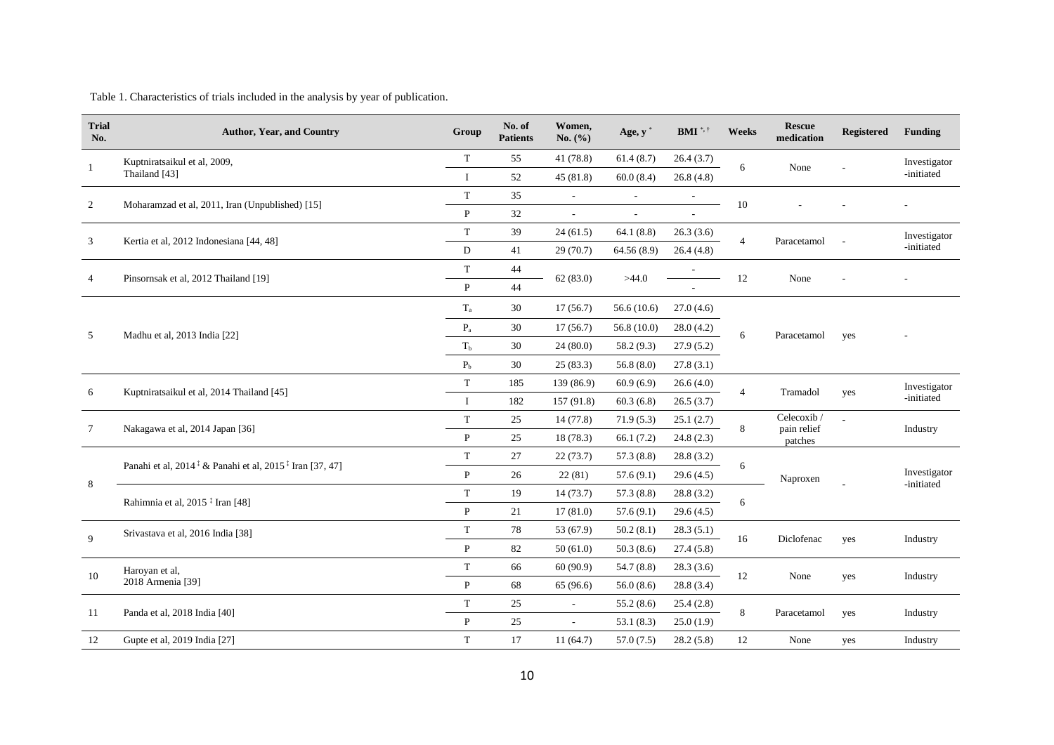Table 1. Characteristics of trials included in the analysis by year of publication.

| Trial No. | Author, Year, and Country | Group | No. of Patients | Women, No. (%) | Age, y * | BMI *, † | Weeks | Rescue medication | Registered | Funding |
|---|---|---|---|---|---|---|---|---|---|---|
| 1 | Kuptniratsaikul et al, 2009, Thailand [43] | T | 55 | 41 (78.8) | 61.4 (8.7) | 26.4 (3.7) | 6 | None | - | Investigator -initiated |
| | | I | 52 | 45 (81.8) | 60.0 (8.4) | 26.8 (4.8) | | | | |
| 2 | Moharamzad et al, 2011, Iran (Unpublished) [15] | T | 35 | - | - | - | 10 | - | - | - |
| | | P | 32 | - | - | - | | | | |
| 3 | Kertia et al, 2012 Indonesiana [44, 48] | T | 39 | 24 (61.5) | 64.1 (8.8) | 26.3 (3.6) | 4 | Paracetamol | - | Investigator -initiated |
| | | D | 41 | 29 (70.7) | 64.56 (8.9) | 26.4 (4.8) | | | | |
| 4 | Pinsornsak et al, 2012 Thailand [19] | T | 44 | 62 (83.0) | >44.0 | - | 12 | None | - | - |
| | | P | 44 | | | - | | | | |
| 5 | Madhu et al, 2013 India [22] | $T_a$ | 30 | 17 (56.7) | 56.6 (10.6) | 27.0 (4.6) | 6 | Paracetamol | yes | - |
| | | $P_a$ | 30 | 17 (56.7) | 56.8 (10.0) | 28.0 (4.2) | | | | |
| | | $T_b$ | 30 | 24 (80.0) | 58.2 (9.3) | 27.9 (5.2) | | | | |
| | | $P_b$ | 30 | 25 (83.3) | 56.8 (8.0) | 27.8 (3.1) | | | | |
| 6 | Kuptniratsaikul et al, 2014 Thailand [45] | T | 185 | 139 (86.9) | 60.9 (6.9) | 26.6 (4.0) | 4 | Tramadol | yes | Investigator -initiated |
| | | I | 182 | 157 (91.8) | 60.3 (6.8) | 26.5 (3.7) | | | | |
| 7 | Nakagawa et al, 2014 Japan [36] | T | 25 | 14 (77.8) | 71.9 (5.3) | 25.1 (2.7) | 8 | Celecoxib / pain relief patches | - | Industry |
| | | P | 25 | 18 (78.3) | 66.1 (7.2) | 24.8 (2.3) | | | | |
| 8 | Panahi et al, 2014 ‡ & Panahi et al, 2015 ‡ Iran [37, 47] | T | 27 | 22 (73.7) | 57.3 (8.8) | 28.8 (3.2) | 6 | Naproxen | - | Investigator -initiated |
| | | P | 26 | 22 (81) | 57.6 (9.1) | 29.6 (4.5) | | | | |
| | Rahimnia et al, 2015 ‡ Iran [48] | T | 19 | 14 (73.7) | 57.3 (8.8) | 28.8 (3.2) | 6 | | | |
| | | P | 21 | 17 (81.0) | 57.6 (9.1) | 29.6 (4.5) | | | | |
| 9 | Srivastava et al, 2016 India [38] | T | 78 | 53 (67.9) | 50.2 (8.1) | 28.3 (5.1) | 16 | Diclofenac | yes | Industry |
| | | P | 82 | 50 (61.0) | 50.3 (8.6) | 27.4 (5.8) | | | | |
| 10 | Haroyan et al, 2018 Armenia [39] | T | 66 | 60 (90.9) | 54.7 (8.8) | 28.3 (3.6) | 12 | None | yes | Industry |
| | | P | 68 | 65 (96.6) | 56.0 (8.6) | 28.8 (3.4) | | | | |
| 11 | Panda et al, 2018 India [40] | T | 25 | - | 55.2 (8.6) | 25.4 (2.8) | 8 | Paracetamol | yes | Industry |
| | | P | 25 | - | 53.1 (8.3) | 25.0 (1.9) | | | | |
| 12 | Gupte et al, 2019 India [27] | T | 17 | 11 (64.7) | 57.0 (7.5) | 28.2 (5.8) | 12 | None | yes | Industry |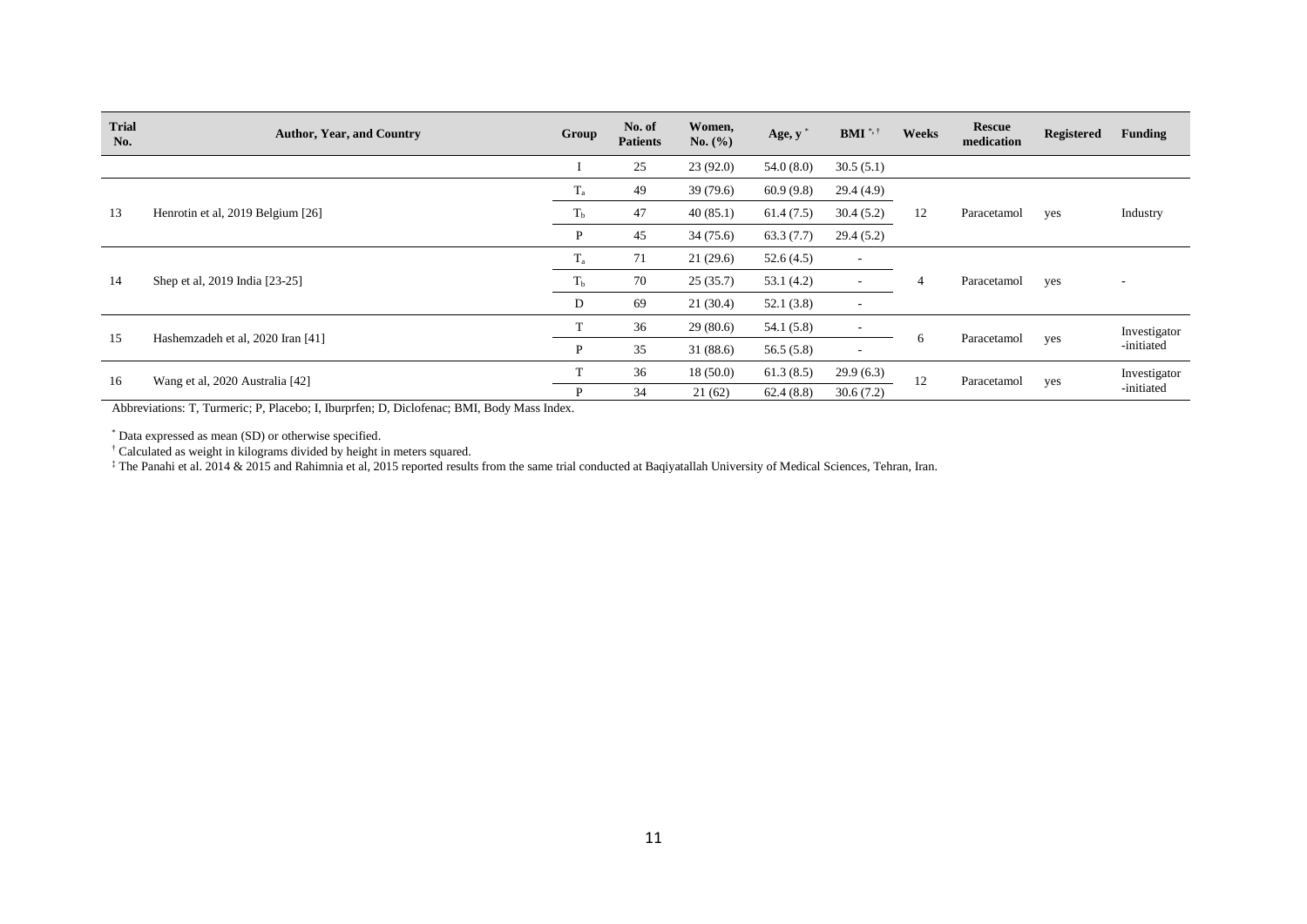| Trial No. | Author, Year, and Country | Group | No. of Patients | Women, No. (%) | Age, y * | BMI *, † | Weeks | Rescue medication | Registered | Funding |
|---|---|---|---|---|---|---|---|---|---|---|
| | | I | 25 | 23 (92.0) | 54.0 (8.0) | 30.5 (5.1) | | | | |
| 13 | Henrotin et al, 2019 Belgium [26] | $T_a$ | 49 | 39 (79.6) | 60.9 (9.8) | 29.4 (4.9) | 12 | Paracetamol | yes | Industry |
| | | $T_b$ | 47 | 40 (85.1) | 61.4 (7.5) | 30.4 (5.2) | | | | |
| | | P | 45 | 34 (75.6) | 63.3 (7.7) | 29.4 (5.2) | | | | |
| 14 | Shep et al, 2019 India [23-25] | $T_a$ | 71 | 21 (29.6) | 52.6 (4.5) | - | 4 | Paracetamol | yes | - |
| | | $T_b$ | 70 | 25 (35.7) | 53.1 (4.2) | - | | | | |
| | | D | 69 | 21 (30.4) | 52.1 (3.8) | - | | | | |
| 15 | Hashemzadeh et al, 2020 Iran [41] | T | 36 | 29 (80.6) | 54.1 (5.8) | - | 6 | Paracetamol | yes | Investigator -initiated |
| | | P | 35 | 31 (88.6) | 56.5 (5.8) | - | | | | |
| 16 | Wang et al, 2020 Australia [42] | T | 36 | 18 (50.0) | 61.3 (8.5) | 29.9 (6.3) | 12 | Paracetamol | yes | Investigator -initiated |
| | | P | 34 | 21 (62) | 62.4 (8.8) | 30.6 (7.2) | | | | |

Abbreviations: T, Turmeric; P, Placebo; I, Iburprfen; D, Diclofenac; BMI, Body Mass Index.

\* Data expressed as mean (SD) or otherwise specified.

† Calculated as weight in kilograms divided by height in meters squared.

‡ The Panahi et al. 2014 & 2015 and Rahimnia et al, 2015 reported results from the same trial conducted at Baqiyatallah University of Medical Sciences, Tehran, Iran.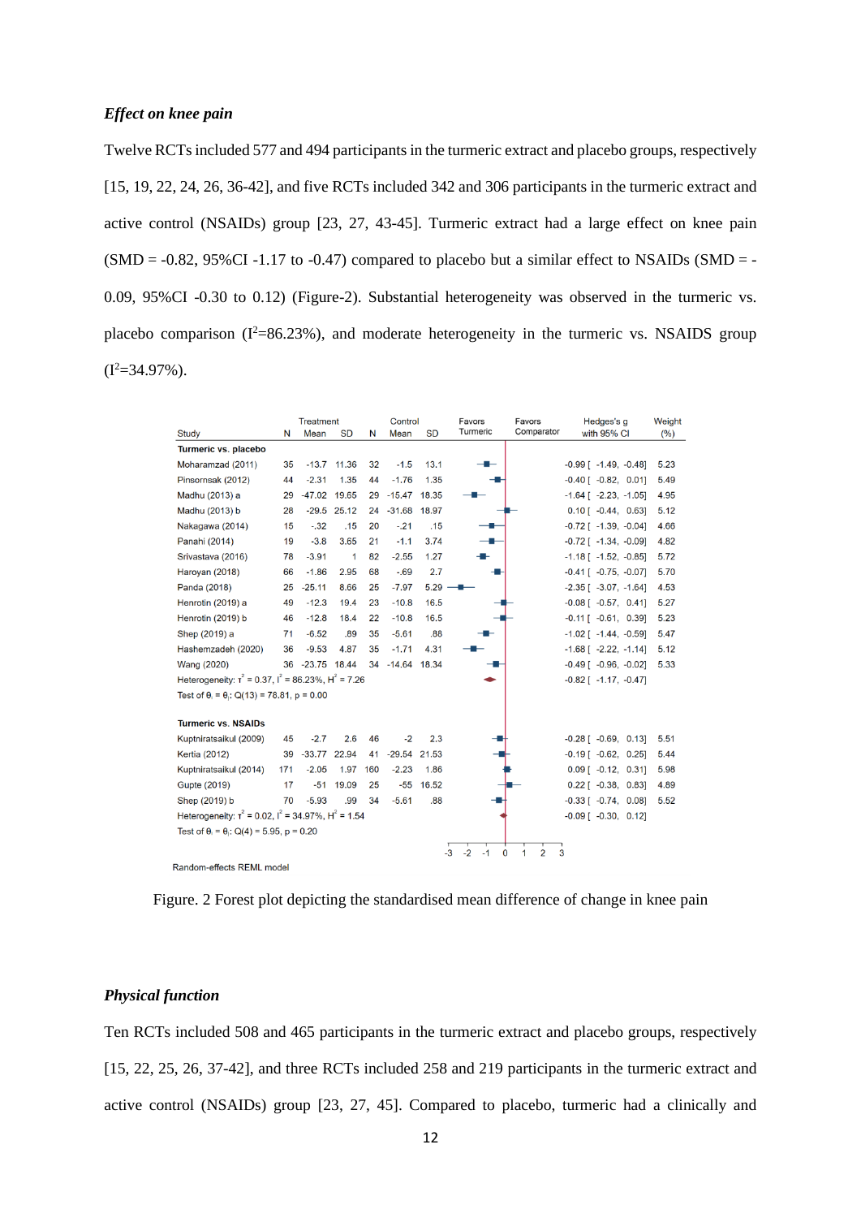***Effect on knee pain***

Twelve RCTs included 577 and 494 participants in the turmeric extract and placebo groups, respectively [15, 19, 22, 24, 26, 36-42], and five RCTs included 342 and 306 participants in the turmeric extract and active control (NSAIDs) group [23, 27, 43-45]. Turmeric extract had a large effect on knee pain (SMD = -0.82, 95%CI -1.17 to -0.47) compared to placebo but a similar effect to NSAIDs (SMD = -0.09, 95%CI -0.30 to 0.12) (Figure-2). Substantial heterogeneity was observed in the turmeric vs. placebo comparison ($I^2$=86.23%), and moderate heterogeneity in the turmeric vs. NSAIDS group ($I^2$=34.97%).

| Study | Treatment N | Treatment Mean | Treatment SD | Control N | Control Mean | Control SD | Hedges's g with 95% CI | Weight (%) |
|---|---|---|---|---|---|---|---|---|
| **Turmeric vs. placebo** | | | | | | | | |
| Moharamzad (2011) | 35 | -13.7 | 11.36 | 32 | -1.5 | 13.1 | -0.99 [ -1.49, -0.48] | 5.23 |
| Pinsornsak (2012) | 44 | -2.31 | 1.35 | 44 | -1.76 | 1.35 | -0.40 [ -0.82, 0.01] | 5.49 |
| Madhu (2013) a | 29 | -47.02 | 19.65 | 29 | -15.47 | 18.35 | -1.64 [ -2.23, -1.05] | 4.95 |
| Madhu (2013) b | 28 | -29.5 | 25.12 | 24 | -31.68 | 18.97 | 0.10 [ -0.44, 0.63] | 5.12 |
| Nakagawa (2014) | 15 | -.32 | .15 | 20 | -.21 | .15 | -0.72 [ -1.39, -0.04] | 4.66 |
| Panahi (2014) | 19 | -3.8 | 3.65 | 21 | -1.1 | 3.74 | -0.72 [ -1.34, -0.09] | 4.82 |
| Srivastava (2016) | 78 | -3.91 | 1 | 82 | -2.55 | 1.27 | -1.18 [ -1.52, -0.85] | 5.72 |
| Haroyan (2018) | 66 | -1.86 | 2.95 | 68 | -.69 | 2.7 | -0.41 [ -0.75, -0.07] | 5.70 |
| Panda (2018) | 25 | -25.11 | 8.66 | 25 | -7.97 | 5.29 | -2.35 [ -3.07, -1.64] | 4.53 |
| Henrotin (2019) a | 49 | -12.3 | 19.4 | 23 | -10.8 | 16.5 | -0.08 [ -0.57, 0.41] | 5.27 |
| Henrotin (2019) b | 46 | -12.8 | 18.4 | 22 | -10.8 | 16.5 | -0.11 [ -0.61, 0.39] | 5.23 |
| Shep (2019) a | 71 | -6.52 | .89 | 35 | -5.61 | .88 | -1.02 [ -1.44, -0.59] | 5.47 |
| Hashemzadeh (2020) | 36 | -9.53 | 4.87 | 35 | -1.71 | 4.31 | -1.68 [ -2.22, -1.14] | 5.12 |
| Wang (2020) | 36 | -23.75 | 18.44 | 34 | -14.64 | 18.34 | -0.49 [ -0.96, -0.02] | 5.33 |
| Heterogeneity: $\tau^2$ = 0.37, $I^2$ = 86.23%, $H^2$ = 7.26 | | | | | | | -0.82 [ -1.17, -0.47] | |
| Test of $\theta_i = \theta_j$: Q(13) = 78.81, p = 0.00 | | | | | | | | |
| **Turmeric vs. NSAIDs** | | | | | | | | |
| Kuptniratsaikul (2009) | 45 | -2.7 | 2.6 | 46 | -2 | 2.3 | -0.28 [ -0.69, 0.13] | 5.51 |
| Kertia (2012) | 39 | -33.77 | 22.94 | 41 | -29.54 | 21.53 | -0.19 [ -0.62, 0.25] | 5.44 |
| Kuptniratsaikul (2014) | 171 | -2.05 | 1.97 | 160 | -2.23 | 1.86 | 0.09 [ -0.12, 0.31] | 5.98 |
| Gupte (2019) | 17 | -51 | 19.09 | 25 | -55 | 16.52 | 0.22 [ -0.38, 0.83] | 4.89 |
| Shep (2019) b | 70 | -5.93 | .99 | 34 | -5.61 | .88 | -0.33 [ -0.74, 0.08] | 5.52 |
| Heterogeneity: $\tau^2$ = 0.02, $I^2$ = 34.97%, $H^2$ = 1.54 | | | | | | | -0.09 [ -0.30, 0.12] | |
| Test of $\theta_i = \theta_j$: Q(4) = 5.95, p = 0.20 | | | | | | | | |

Favors Turmeric / Favors Comparator

Random-effects REML model

Figure. 2 Forest plot depicting the standardised mean difference of change in knee pain

***Physical function***

Ten RCTs included 508 and 465 participants in the turmeric extract and placebo groups, respectively [15, 22, 25, 26, 37-42], and three RCTs included 258 and 219 participants in the turmeric extract and active control (NSAIDs) group [23, 27, 45]. Compared to placebo, turmeric had a clinically and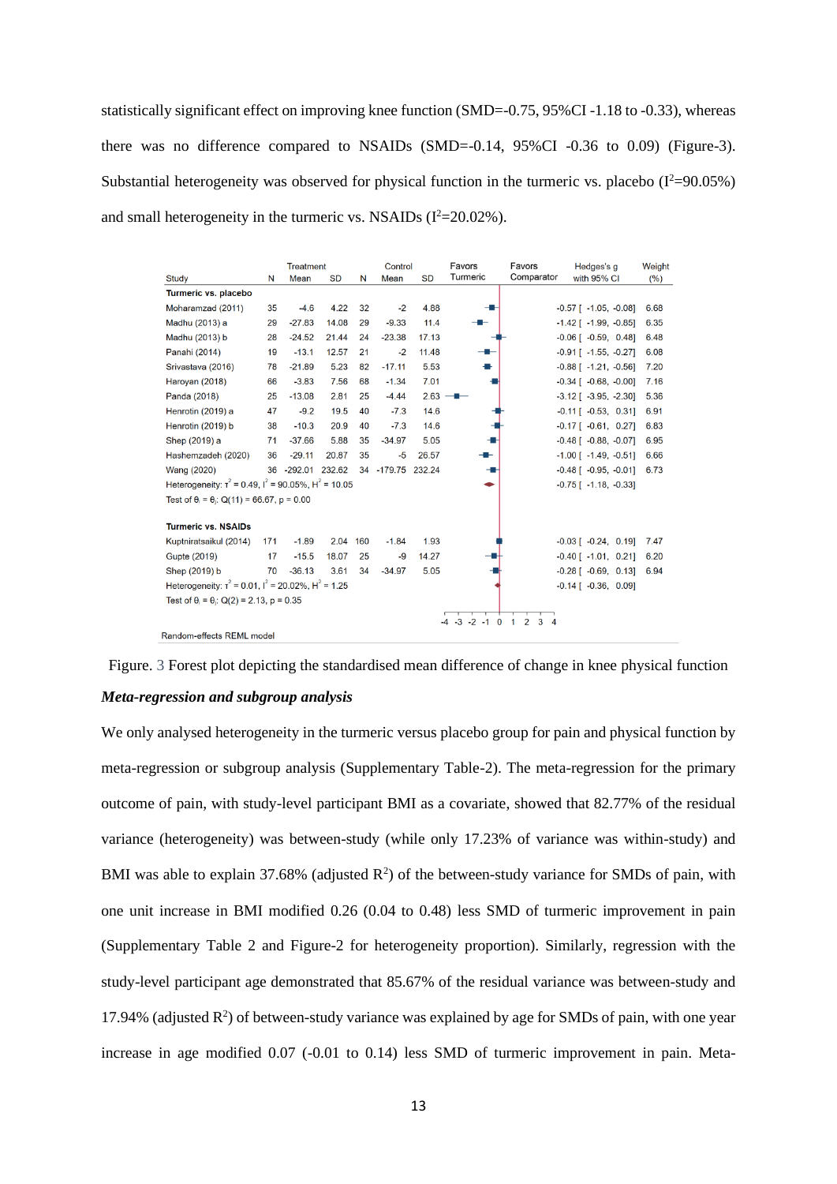statistically significant effect on improving knee function (SMD=-0.75, 95%CI -1.18 to -0.33), whereas there was no difference compared to NSAIDs (SMD=-0.14, 95%CI -0.36 to 0.09) (Figure-3). Substantial heterogeneity was observed for physical function in the turmeric vs. placebo ($I^2$=90.05%) and small heterogeneity in the turmeric vs. NSAIDs ($I^2$=20.02%).

| Study | Treatment N | Treatment Mean | Treatment SD | Control N | Control Mean | Control SD | Hedges's g with 95% CI | Weight (%) |
|---|---|---|---|---|---|---|---|---|
| **Turmeric vs. placebo** | | | | | | | | |
| Moharamzad (2011) | 35 | -4.6 | 4.22 | 32 | -2 | 4.88 | -0.57 [ -1.05, -0.08] | 6.68 |
| Madhu (2013) a | 29 | -27.83 | 14.08 | 29 | -9.33 | 11.4 | -1.42 [ -1.99, -0.85] | 6.35 |
| Madhu (2013) b | 28 | -24.52 | 21.44 | 24 | -23.38 | 17.13 | -0.06 [ -0.59, 0.48] | 6.48 |
| Panahi (2014) | 19 | -13.1 | 12.57 | 21 | -2 | 11.48 | -0.91 [ -1.55, -0.27] | 6.08 |
| Srivastava (2016) | 78 | -21.89 | 5.23 | 82 | -17.11 | 5.53 | -0.88 [ -1.21, -0.56] | 7.20 |
| Haroyan (2018) | 66 | -3.83 | 7.56 | 68 | -1.34 | 7.01 | -0.34 [ -0.68, -0.00] | 7.16 |
| Panda (2018) | 25 | -13.08 | 2.81 | 25 | -4.44 | 2.63 | -3.12 [ -3.95, -2.30] | 5.36 |
| Henrotin (2019) a | 47 | -9.2 | 19.5 | 40 | -7.3 | 14.6 | -0.11 [ -0.53, 0.31] | 6.91 |
| Henrotin (2019) b | 38 | -10.3 | 20.9 | 40 | -7.3 | 14.6 | -0.17 [ -0.61, 0.27] | 6.83 |
| Shep (2019) a | 71 | -37.66 | 5.88 | 35 | -34.97 | 5.05 | -0.48 [ -0.88, -0.07] | 6.95 |
| Hashemzadeh (2020) | 36 | -29.11 | 20.87 | 35 | -5 | 26.57 | -1.00 [ -1.49, -0.51] | 6.66 |
| Wang (2020) | 36 | -292.01 | 232.62 | 34 | -179.75 | 232.24 | -0.48 [ -0.95, -0.01] | 6.73 |
| Heterogeneity: $\tau^2$ = 0.49, $I^2$ = 90.05%, $H^2$ = 10.05 | | | | | | | -0.75 [ -1.18, -0.33] | |
| Test of $\theta_i = \theta_j$: Q(11) = 66.67, p = 0.00 | | | | | | | | |
| **Turmeric vs. NSAIDs** | | | | | | | | |
| Kuptniratsaikul (2014) | 171 | -1.89 | 2.04 | 160 | -1.84 | 1.93 | -0.03 [ -0.24, 0.19] | 7.47 |
| Gupte (2019) | 17 | -15.5 | 18.07 | 25 | -9 | 14.27 | -0.40 [ -1.01, 0.21] | 6.20 |
| Shep (2019) b | 70 | -36.13 | 3.61 | 34 | -34.97 | 5.05 | -0.28 [ -0.69, 0.13] | 6.94 |
| Heterogeneity: $\tau^2$ = 0.01, $I^2$ = 20.02%, $H^2$ = 1.25 | | | | | | | -0.14 [ -0.36, 0.09] | |
| Test of $\theta_i = \theta_j$: Q(2) = 2.13, p = 0.35 | | | | | | | | |

Favors Turmeric ← → Favors Comparator

Random-effects REML model

Figure. 3 Forest plot depicting the standardised mean difference of change in knee physical function

### *Meta-regression and subgroup analysis*

We only analysed heterogeneity in the turmeric versus placebo group for pain and physical function by meta-regression or subgroup analysis (Supplementary Table-2). The meta-regression for the primary outcome of pain, with study-level participant BMI as a covariate, showed that 82.77% of the residual variance (heterogeneity) was between-study (while only 17.23% of variance was within-study) and BMI was able to explain 37.68% (adjusted $R^2$) of the between-study variance for SMDs of pain, with one unit increase in BMI modified 0.26 (0.04 to 0.48) less SMD of turmeric improvement in pain (Supplementary Table 2 and Figure-2 for heterogeneity proportion). Similarly, regression with the study-level participant age demonstrated that 85.67% of the residual variance was between-study and 17.94% (adjusted $R^2$) of between-study variance was explained by age for SMDs of pain, with one year increase in age modified 0.07 (-0.01 to 0.14) less SMD of turmeric improvement in pain. Meta-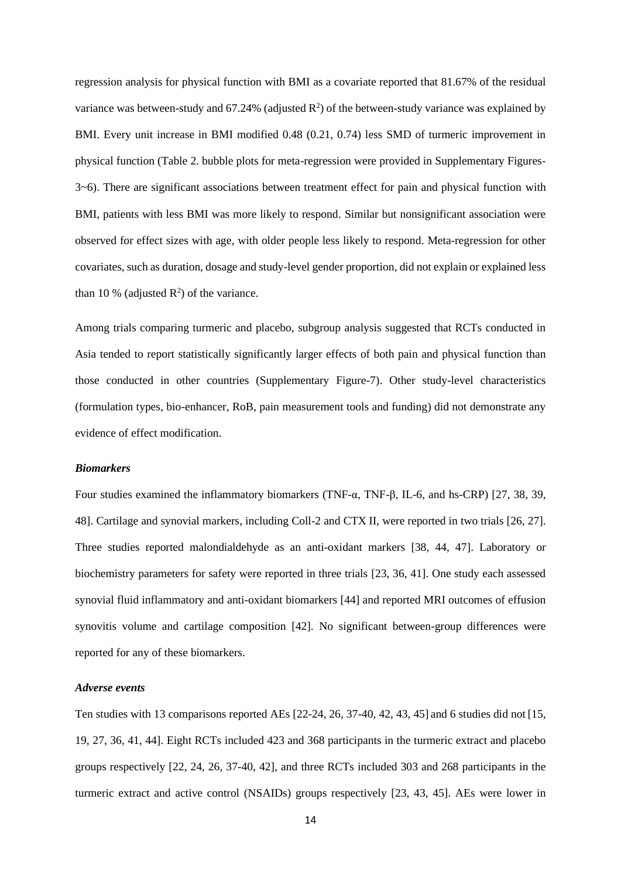regression analysis for physical function with BMI as a covariate reported that 81.67% of the residual variance was between-study and 67.24% (adjusted $R^2$) of the between-study variance was explained by BMI. Every unit increase in BMI modified 0.48 (0.21, 0.74) less SMD of turmeric improvement in physical function (Table 2. bubble plots for meta-regression were provided in Supplementary Figures-3~6). There are significant associations between treatment effect for pain and physical function with BMI, patients with less BMI was more likely to respond. Similar but nonsignificant association were observed for effect sizes with age, with older people less likely to respond. Meta-regression for other covariates, such as duration, dosage and study-level gender proportion, did not explain or explained less than 10 % (adjusted $R^2$) of the variance.

Among trials comparing turmeric and placebo, subgroup analysis suggested that RCTs conducted in Asia tended to report statistically significantly larger effects of both pain and physical function than those conducted in other countries (Supplementary Figure-7). Other study-level characteristics (formulation types, bio-enhancer, RoB, pain measurement tools and funding) did not demonstrate any evidence of effect modification.

### *Biomarkers*

Four studies examined the inflammatory biomarkers (TNF-α, TNF-β, IL-6, and hs-CRP) [27, 38, 39, 48]. Cartilage and synovial markers, including Coll-2 and CTX II, were reported in two trials [26, 27]. Three studies reported malondialdehyde as an anti-oxidant markers [38, 44, 47]. Laboratory or biochemistry parameters for safety were reported in three trials [23, 36, 41]. One study each assessed synovial fluid inflammatory and anti-oxidant biomarkers [44] and reported MRI outcomes of effusion synovitis volume and cartilage composition [42]. No significant between-group differences were reported for any of these biomarkers.

### *Adverse events*

Ten studies with 13 comparisons reported AEs [22-24, 26, 37-40, 42, 43, 45] and 6 studies did not [15, 19, 27, 36, 41, 44]. Eight RCTs included 423 and 368 participants in the turmeric extract and placebo groups respectively [22, 24, 26, 37-40, 42], and three RCTs included 303 and 268 participants in the turmeric extract and active control (NSAIDs) groups respectively [23, 43, 45]. AEs were lower in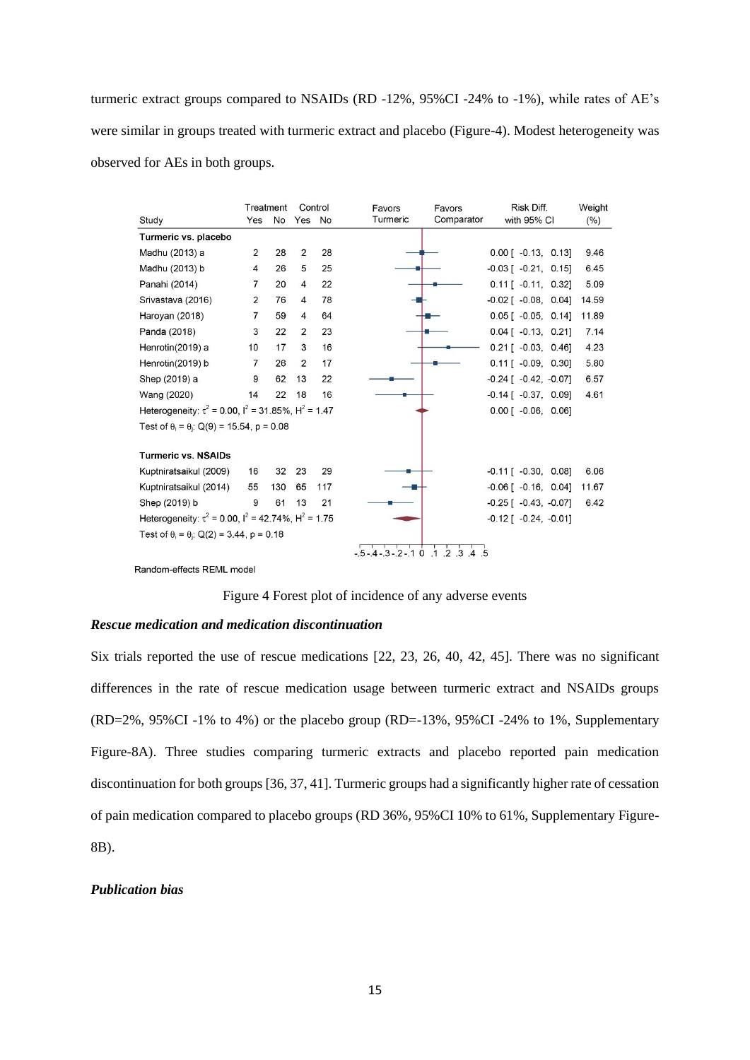turmeric extract groups compared to NSAIDs (RD -12%, 95%CI -24% to -1%), while rates of AE's were similar in groups treated with turmeric extract and placebo (Figure-4). Modest heterogeneity was observed for AEs in both groups.

| Study | Treatment Yes | Treatment No | Control Yes | Control No | Risk Diff. with 95% CI | Weight (%) |
|---|---|---|---|---|---|---|
| **Turmeric vs. placebo** | | | | | | |
| Madhu (2013) a | 2 | 28 | 2 | 28 | 0.00 [ -0.13, 0.13] | 9.46 |
| Madhu (2013) b | 4 | 26 | 5 | 25 | -0.03 [ -0.21, 0.15] | 6.45 |
| Panahi (2014) | 7 | 20 | 4 | 22 | 0.11 [ -0.11, 0.32] | 5.09 |
| Srivastava (2016) | 2 | 76 | 4 | 78 | -0.02 [ -0.08, 0.04] | 14.59 |
| Haroyan (2018) | 7 | 59 | 4 | 64 | 0.05 [ -0.05, 0.14] | 11.89 |
| Panda (2018) | 3 | 22 | 2 | 23 | 0.04 [ -0.13, 0.21] | 7.14 |
| Henrotin(2019) a | 10 | 17 | 3 | 16 | 0.21 [ -0.03, 0.46] | 4.23 |
| Henrotin(2019) b | 7 | 26 | 2 | 17 | 0.11 [ -0.09, 0.30] | 5.80 |
| Shep (2019) a | 9 | 62 | 13 | 22 | -0.24 [ -0.42, -0.07] | 6.57 |
| Wang (2020) | 14 | 22 | 18 | 16 | -0.14 [ -0.37, 0.09] | 4.61 |
| Heterogeneity: $\tau^2 = 0.00$, $I^2 = 31.85\%$, $H^2 = 1.47$ | | | | | 0.00 [ -0.06, 0.06] | |
| Test of $\theta_i = \theta_j$: Q(9) = 15.54, p = 0.08 | | | | | | |
| **Turmeric vs. NSAIDs** | | | | | | |
| Kuptniratsaikul (2009) | 16 | 32 | 23 | 29 | -0.11 [ -0.30, 0.08] | 6.06 |
| Kuptniratsaikul (2014) | 55 | 130 | 65 | 117 | -0.06 [ -0.16, 0.04] | 11.67 |
| Shep (2019) b | 9 | 61 | 13 | 21 | -0.25 [ -0.43, -0.07] | 6.42 |
| Heterogeneity: $\tau^2 = 0.00$, $I^2 = 42.74\%$, $H^2 = 1.75$ | | | | | -0.12 [ -0.24, -0.01] | |
| Test of $\theta_i = \theta_j$: Q(2) = 3.44, p = 0.18 | | | | | | |

Favors Turmeric | Favors Comparator

Random-effects REML model

Figure 4 Forest plot of incidence of any adverse events

### *Rescue medication and medication discontinuation*

Six trials reported the use of rescue medications [22, 23, 26, 40, 42, 45]. There was no significant differences in the rate of rescue medication usage between turmeric extract and NSAIDs groups (RD=2%, 95%CI -1% to 4%) or the placebo group (RD=-13%, 95%CI -24% to 1%, Supplementary Figure-8A). Three studies comparing turmeric extracts and placebo reported pain medication discontinuation for both groups [36, 37, 41]. Turmeric groups had a significantly higher rate of cessation of pain medication compared to placebo groups (RD 36%, 95%CI 10% to 61%, Supplementary Figure-8B).

### *Publication bias*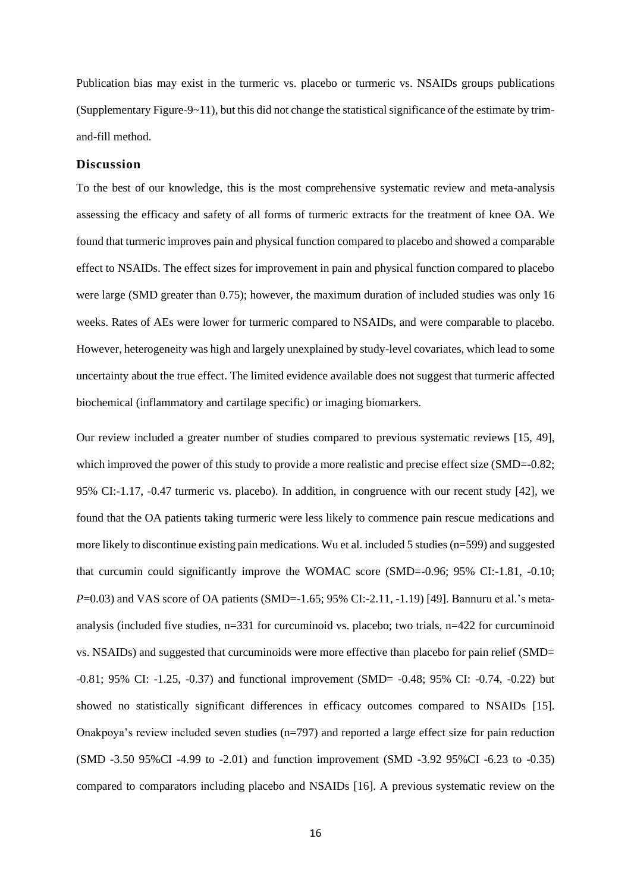Publication bias may exist in the turmeric vs. placebo or turmeric vs. NSAIDs groups publications (Supplementary Figure-9~11), but this did not change the statistical significance of the estimate by trim-and-fill method.

## Discussion

To the best of our knowledge, this is the most comprehensive systematic review and meta-analysis assessing the efficacy and safety of all forms of turmeric extracts for the treatment of knee OA. We found that turmeric improves pain and physical function compared to placebo and showed a comparable effect to NSAIDs. The effect sizes for improvement in pain and physical function compared to placebo were large (SMD greater than 0.75); however, the maximum duration of included studies was only 16 weeks. Rates of AEs were lower for turmeric compared to NSAIDs, and were comparable to placebo. However, heterogeneity was high and largely unexplained by study-level covariates, which lead to some uncertainty about the true effect. The limited evidence available does not suggest that turmeric affected biochemical (inflammatory and cartilage specific) or imaging biomarkers.

Our review included a greater number of studies compared to previous systematic reviews [15, 49], which improved the power of this study to provide a more realistic and precise effect size (SMD=-0.82; 95% CI:-1.17, -0.47 turmeric vs. placebo). In addition, in congruence with our recent study [42], we found that the OA patients taking turmeric were less likely to commence pain rescue medications and more likely to discontinue existing pain medications. Wu et al. included 5 studies (n=599) and suggested that curcumin could significantly improve the WOMAC score (SMD=-0.96; 95% CI:-1.81, -0.10; $P$=0.03) and VAS score of OA patients (SMD=-1.65; 95% CI:-2.11, -1.19) [49]. Bannuru et al.'s meta-analysis (included five studies, n=331 for curcuminoid vs. placebo; two trials, n=422 for curcuminoid vs. NSAIDs) and suggested that curcuminoids were more effective than placebo for pain relief (SMD= -0.81; 95% CI: -1.25, -0.37) and functional improvement (SMD= -0.48; 95% CI: -0.74, -0.22) but showed no statistically significant differences in efficacy outcomes compared to NSAIDs [15]. Onakpoya's review included seven studies (n=797) and reported a large effect size for pain reduction (SMD -3.50 95%CI -4.99 to -2.01) and function improvement (SMD -3.92 95%CI -6.23 to -0.35) compared to comparators including placebo and NSAIDs [16]. A previous systematic review on the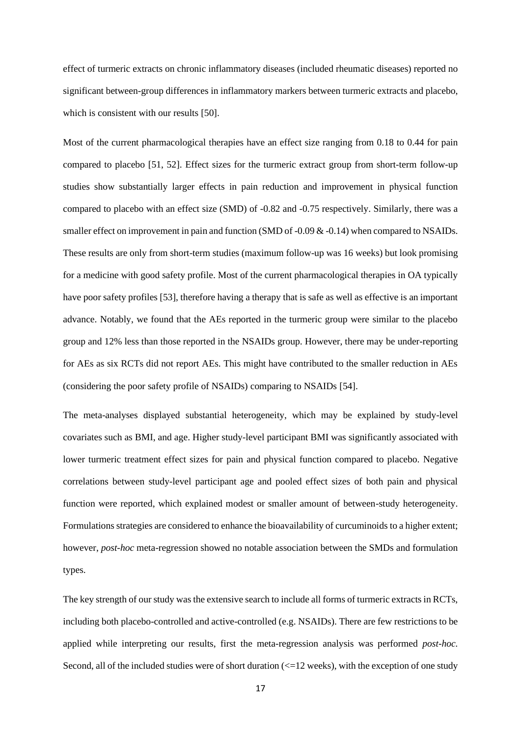effect of turmeric extracts on chronic inflammatory diseases (included rheumatic diseases) reported no significant between-group differences in inflammatory markers between turmeric extracts and placebo, which is consistent with our results [50].

Most of the current pharmacological therapies have an effect size ranging from 0.18 to 0.44 for pain compared to placebo [51, 52]. Effect sizes for the turmeric extract group from short-term follow-up studies show substantially larger effects in pain reduction and improvement in physical function compared to placebo with an effect size (SMD) of -0.82 and -0.75 respectively. Similarly, there was a smaller effect on improvement in pain and function (SMD of -0.09 & -0.14) when compared to NSAIDs. These results are only from short-term studies (maximum follow-up was 16 weeks) but look promising for a medicine with good safety profile. Most of the current pharmacological therapies in OA typically have poor safety profiles [53], therefore having a therapy that is safe as well as effective is an important advance. Notably, we found that the AEs reported in the turmeric group were similar to the placebo group and 12% less than those reported in the NSAIDs group. However, there may be under-reporting for AEs as six RCTs did not report AEs. This might have contributed to the smaller reduction in AEs (considering the poor safety profile of NSAIDs) comparing to NSAIDs [54].

The meta-analyses displayed substantial heterogeneity, which may be explained by study-level covariates such as BMI, and age. Higher study-level participant BMI was significantly associated with lower turmeric treatment effect sizes for pain and physical function compared to placebo. Negative correlations between study-level participant age and pooled effect sizes of both pain and physical function were reported, which explained modest or smaller amount of between-study heterogeneity. Formulations strategies are considered to enhance the bioavailability of curcuminoids to a higher extent; however, *post-hoc* meta-regression showed no notable association between the SMDs and formulation types.

The key strength of our study was the extensive search to include all forms of turmeric extracts in RCTs, including both placebo-controlled and active-controlled (e.g. NSAIDs). There are few restrictions to be applied while interpreting our results, first the meta-regression analysis was performed *post-hoc.* Second, all of the included studies were of short duration (<=12 weeks), with the exception of one study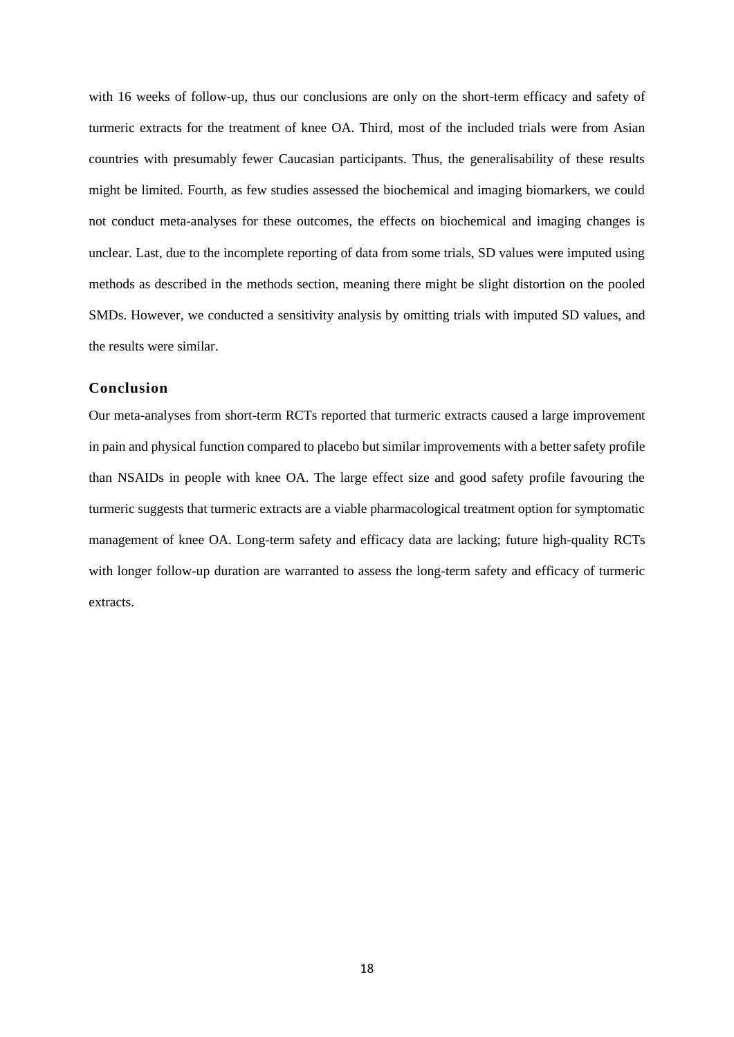with 16 weeks of follow-up, thus our conclusions are only on the short-term efficacy and safety of turmeric extracts for the treatment of knee OA. Third, most of the included trials were from Asian countries with presumably fewer Caucasian participants. Thus, the generalisability of these results might be limited. Fourth, as few studies assessed the biochemical and imaging biomarkers, we could not conduct meta-analyses for these outcomes, the effects on biochemical and imaging changes is unclear. Last, due to the incomplete reporting of data from some trials, SD values were imputed using methods as described in the methods section, meaning there might be slight distortion on the pooled SMDs. However, we conducted a sensitivity analysis by omitting trials with imputed SD values, and the results were similar.

## Conclusion

Our meta-analyses from short-term RCTs reported that turmeric extracts caused a large improvement in pain and physical function compared to placebo but similar improvements with a better safety profile than NSAIDs in people with knee OA. The large effect size and good safety profile favouring the turmeric suggests that turmeric extracts are a viable pharmacological treatment option for symptomatic management of knee OA. Long-term safety and efficacy data are lacking; future high-quality RCTs with longer follow-up duration are warranted to assess the long-term safety and efficacy of turmeric extracts.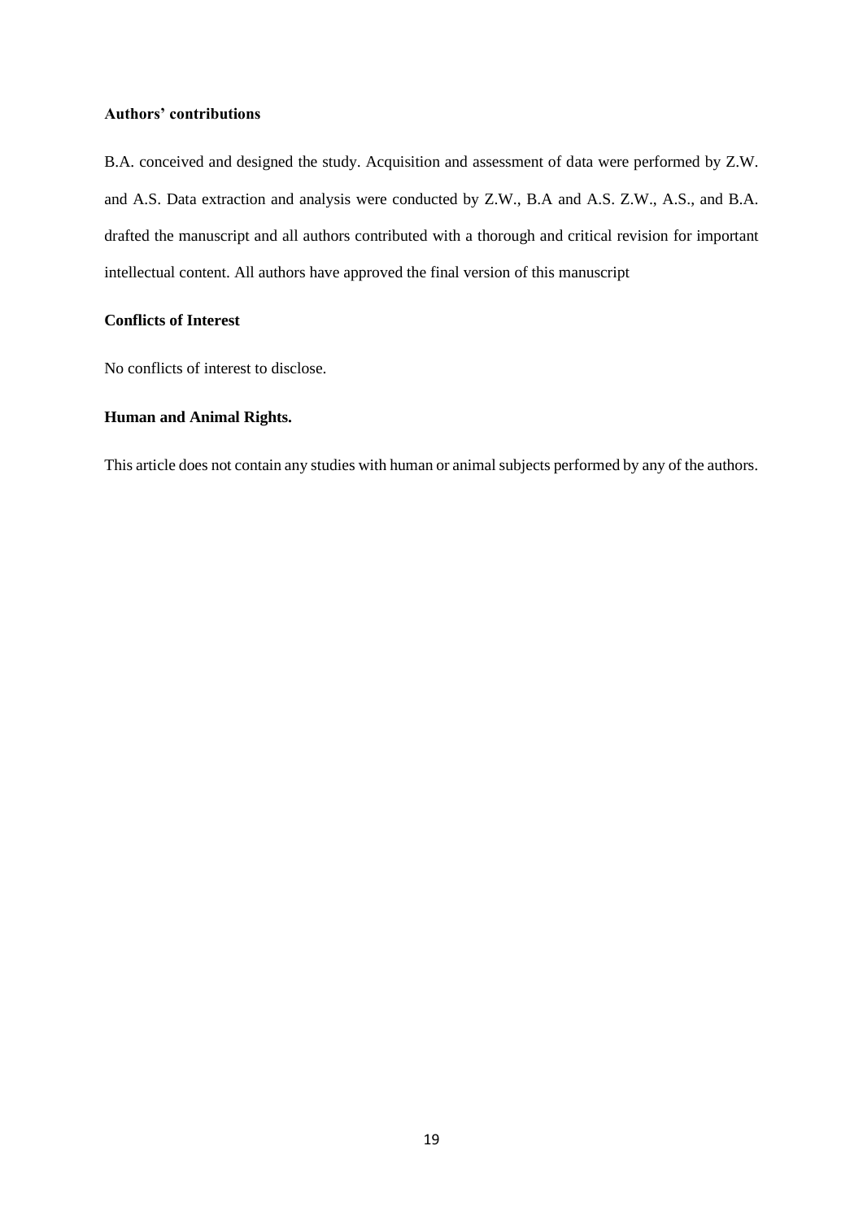**Authors' contributions**

B.A. conceived and designed the study. Acquisition and assessment of data were performed by Z.W. and A.S. Data extraction and analysis were conducted by Z.W., B.A and A.S. Z.W., A.S., and B.A. drafted the manuscript and all authors contributed with a thorough and critical revision for important intellectual content. All authors have approved the final version of this manuscript

**Conflicts of Interest**

No conflicts of interest to disclose.

**Human and Animal Rights.**

This article does not contain any studies with human or animal subjects performed by any of the authors.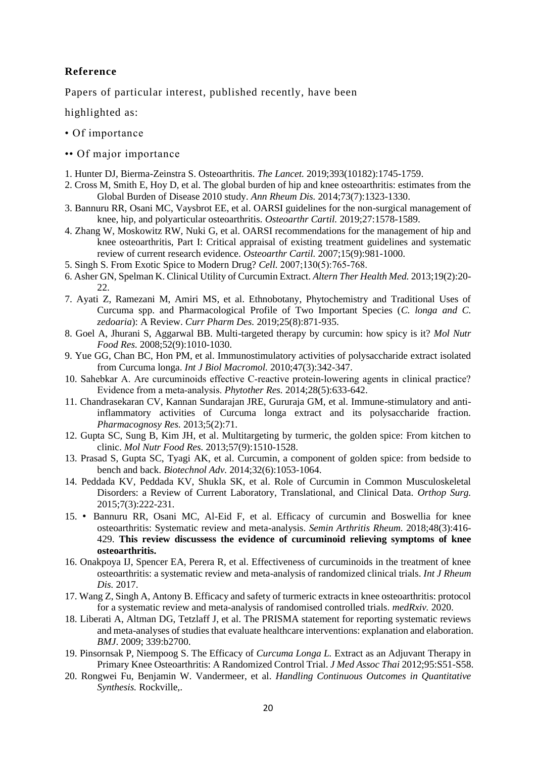## Reference

Papers of particular interest, published recently, have been highlighted as:

- • Of importance
- •• Of major importance

1. Hunter DJ, Bierma-Zeinstra S. Osteoarthritis. *The Lancet.* 2019;393(10182):1745-1759.
2. Cross M, Smith E, Hoy D, et al. The global burden of hip and knee osteoarthritis: estimates from the Global Burden of Disease 2010 study. *Ann Rheum Dis.* 2014;73(7):1323-1330.
3. Bannuru RR, Osani MC, Vaysbrot EE, et al. OARSI guidelines for the non-surgical management of knee, hip, and polyarticular osteoarthritis. *Osteoarthr Cartil.* 2019;27:1578-1589.
4. Zhang W, Moskowitz RW, Nuki G, et al. OARSI recommendations for the management of hip and knee osteoarthritis, Part I: Critical appraisal of existing treatment guidelines and systematic review of current research evidence. *Osteoarthr Cartil.* 2007;15(9):981-1000.
5. Singh S. From Exotic Spice to Modern Drug? *Cell.* 2007;130(5):765-768.
6. Asher GN, Spelman K. Clinical Utility of Curcumin Extract. *Altern Ther Health Med.* 2013;19(2):20-22.
7. Ayati Z, Ramezani M, Amiri MS, et al. Ethnobotany, Phytochemistry and Traditional Uses of Curcuma spp. and Pharmacological Profile of Two Important Species (*C. longa and C. zedoaria*): A Review. *Curr Pharm Des.* 2019;25(8):871-935.
8. Goel A, Jhurani S, Aggarwal BB. Multi-targeted therapy by curcumin: how spicy is it? *Mol Nutr Food Res.* 2008;52(9):1010-1030.
9. Yue GG, Chan BC, Hon PM, et al. Immunostimulatory activities of polysaccharide extract isolated from Curcuma longa. *Int J Biol Macromol.* 2010;47(3):342-347.
10. Sahebkar A. Are curcuminoids effective C-reactive protein-lowering agents in clinical practice? Evidence from a meta-analysis. *Phytother Res.* 2014;28(5):633-642.
11. Chandrasekaran CV, Kannan Sundarajan JRE, Gururaja GM, et al. Immune-stimulatory and anti-inflammatory activities of Curcuma longa extract and its polysaccharide fraction. *Pharmacognosy Res.* 2013;5(2):71.
12. Gupta SC, Sung B, Kim JH, et al. Multitargeting by turmeric, the golden spice: From kitchen to clinic. *Mol Nutr Food Res.* 2013;57(9):1510-1528.
13. Prasad S, Gupta SC, Tyagi AK, et al. Curcumin, a component of golden spice: from bedside to bench and back. *Biotechnol Adv.* 2014;32(6):1053-1064.
14. Peddada KV, Peddada KV, Shukla SK, et al. Role of Curcumin in Common Musculoskeletal Disorders: a Review of Current Laboratory, Translational, and Clinical Data. *Orthop Surg.* 2015;7(3):222-231.
15. • Bannuru RR, Osani MC, Al-Eid F, et al. Efficacy of curcumin and Boswellia for knee osteoarthritis: Systematic review and meta-analysis. *Semin Arthritis Rheum.* 2018;48(3):416-429. **This review discussess the evidence of curcuminoid relieving symptoms of knee osteoarthritis.**
16. Onakpoya IJ, Spencer EA, Perera R, et al. Effectiveness of curcuminoids in the treatment of knee osteoarthritis: a systematic review and meta-analysis of randomized clinical trials. *Int J Rheum Dis.* 2017.
17. Wang Z, Singh A, Antony B. Efficacy and safety of turmeric extracts in knee osteoarthritis: protocol for a systematic review and meta-analysis of randomised controlled trials. *medRxiv.* 2020.
18. Liberati A, Altman DG, Tetzlaff J, et al. The PRISMA statement for reporting systematic reviews and meta-analyses of studies that evaluate healthcare interventions: explanation and elaboration. *BMJ*. 2009; 339:b2700.
19. Pinsornsak P, Niempoog S. The Efficacy of *Curcuma Longa L.* Extract as an Adjuvant Therapy in Primary Knee Osteoarthritis: A Randomized Control Trial. *J Med Assoc Thai* 2012;95:S51-S58.
20. Rongwei Fu, Benjamin W. Vandermeer, et al. *Handling Continuous Outcomes in Quantitative Synthesis.* Rockville,.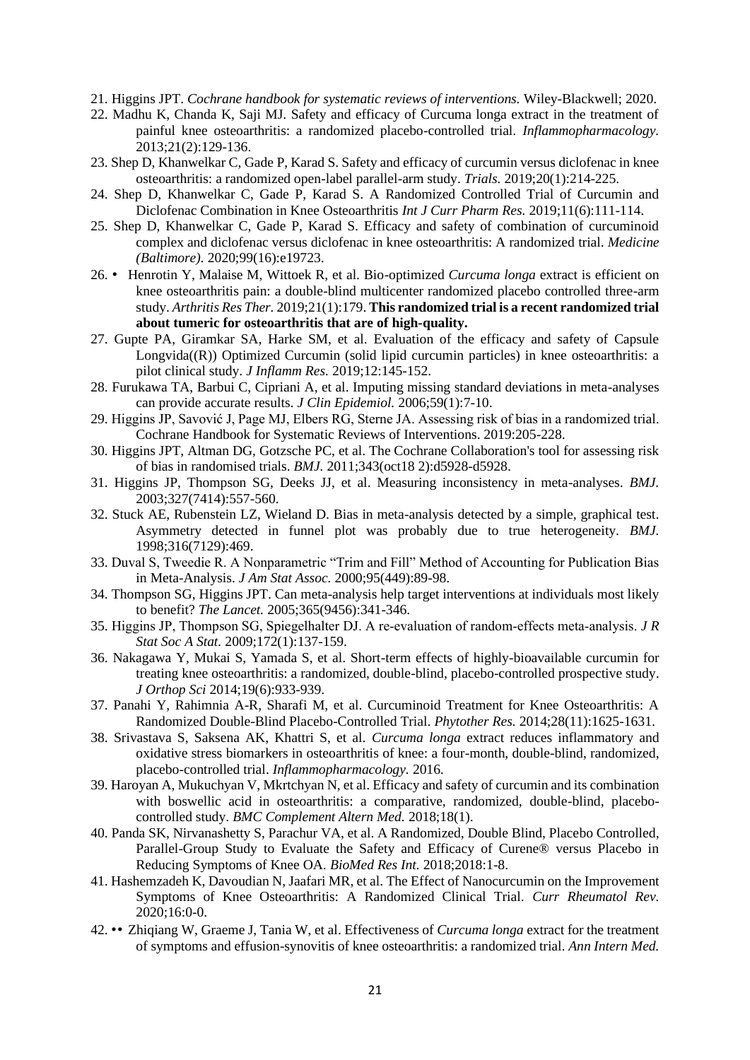21. Higgins JPT. *Cochrane handbook for systematic reviews of interventions.* Wiley-Blackwell; 2020.
22. Madhu K, Chanda K, Saji MJ. Safety and efficacy of Curcuma longa extract in the treatment of painful knee osteoarthritis: a randomized placebo-controlled trial. *Inflammopharmacology.* 2013;21(2):129-136.
23. Shep D, Khanwelkar C, Gade P, Karad S. Safety and efficacy of curcumin versus diclofenac in knee osteoarthritis: a randomized open-label parallel-arm study. *Trials.* 2019;20(1):214-225.
24. Shep D, Khanwelkar C, Gade P, Karad S. A Randomized Controlled Trial of Curcumin and Diclofenac Combination in Knee Osteoarthritis *Int J Curr Pharm Res.* 2019;11(6):111-114.
25. Shep D, Khanwelkar C, Gade P, Karad S. Efficacy and safety of combination of curcuminoid complex and diclofenac versus diclofenac in knee osteoarthritis: A randomized trial. *Medicine (Baltimore).* 2020;99(16):e19723.
26. • Henrotin Y, Malaise M, Wittoek R, et al. Bio-optimized *Curcuma longa* extract is efficient on knee osteoarthritis pain: a double-blind multicenter randomized placebo controlled three-arm study. *Arthritis Res Ther.* 2019;21(1):179. **This randomized trial is a recent randomized trial about tumeric for osteoarthritis that are of high-quality.**
27. Gupte PA, Giramkar SA, Harke SM, et al. Evaluation of the efficacy and safety of Capsule Longvida((R)) Optimized Curcumin (solid lipid curcumin particles) in knee osteoarthritis: a pilot clinical study. *J Inflamm Res.* 2019;12:145-152.
28. Furukawa TA, Barbui C, Cipriani A, et al. Imputing missing standard deviations in meta-analyses can provide accurate results. *J Clin Epidemiol.* 2006;59(1):7-10.
29. Higgins JP, Savović J, Page MJ, Elbers RG, Sterne JA. Assessing risk of bias in a randomized trial. Cochrane Handbook for Systematic Reviews of Interventions. 2019:205-228.
30. Higgins JPT, Altman DG, Gotzsche PC, et al. The Cochrane Collaboration's tool for assessing risk of bias in randomised trials. *BMJ.* 2011;343(oct18 2):d5928-d5928.
31. Higgins JP, Thompson SG, Deeks JJ, et al. Measuring inconsistency in meta-analyses. *BMJ.* 2003;327(7414):557-560.
32. Stuck AE, Rubenstein LZ, Wieland D. Bias in meta-analysis detected by a simple, graphical test. Asymmetry detected in funnel plot was probably due to true heterogeneity. *BMJ.* 1998;316(7129):469.
33. Duval S, Tweedie R. A Nonparametric "Trim and Fill" Method of Accounting for Publication Bias in Meta-Analysis. *J Am Stat Assoc.* 2000;95(449):89-98.
34. Thompson SG, Higgins JPT. Can meta-analysis help target interventions at individuals most likely to benefit? *The Lancet.* 2005;365(9456):341-346.
35. Higgins JP, Thompson SG, Spiegelhalter DJ. A re-evaluation of random-effects meta-analysis. *J R Stat Soc A Stat.* 2009;172(1):137-159.
36. Nakagawa Y, Mukai S, Yamada S, et al. Short-term effects of highly-bioavailable curcumin for treating knee osteoarthritis: a randomized, double-blind, placebo-controlled prospective study. *J Orthop Sci* 2014;19(6):933-939.
37. Panahi Y, Rahimnia A-R, Sharafi M, et al. Curcuminoid Treatment for Knee Osteoarthritis: A Randomized Double-Blind Placebo-Controlled Trial. *Phytother Res.* 2014;28(11):1625-1631.
38. Srivastava S, Saksena AK, Khattri S, et al. *Curcuma longa* extract reduces inflammatory and oxidative stress biomarkers in osteoarthritis of knee: a four-month, double-blind, randomized, placebo-controlled trial. *Inflammopharmacology.* 2016.
39. Haroyan A, Mukuchyan V, Mkrtchyan N, et al. Efficacy and safety of curcumin and its combination with boswellic acid in osteoarthritis: a comparative, randomized, double-blind, placebo-controlled study. *BMC Complement Altern Med.* 2018;18(1).
40. Panda SK, Nirvanashetty S, Parachur VA, et al. A Randomized, Double Blind, Placebo Controlled, Parallel-Group Study to Evaluate the Safety and Efficacy of Curene® versus Placebo in Reducing Symptoms of Knee OA. *BioMed Res Int.* 2018;2018:1-8.
41. Hashemzadeh K, Davoudian N, Jaafari MR, et al. The Effect of Nanocurcumin on the Improvement Symptoms of Knee Osteoarthritis: A Randomized Clinical Trial. *Curr Rheumatol Rev.* 2020;16:0-0.
42. •• Zhiqiang W, Graeme J, Tania W, et al. Effectiveness of *Curcuma longa* extract for the treatment of symptoms and effusion-synovitis of knee osteoarthritis: a randomized trial. *Ann Intern Med.*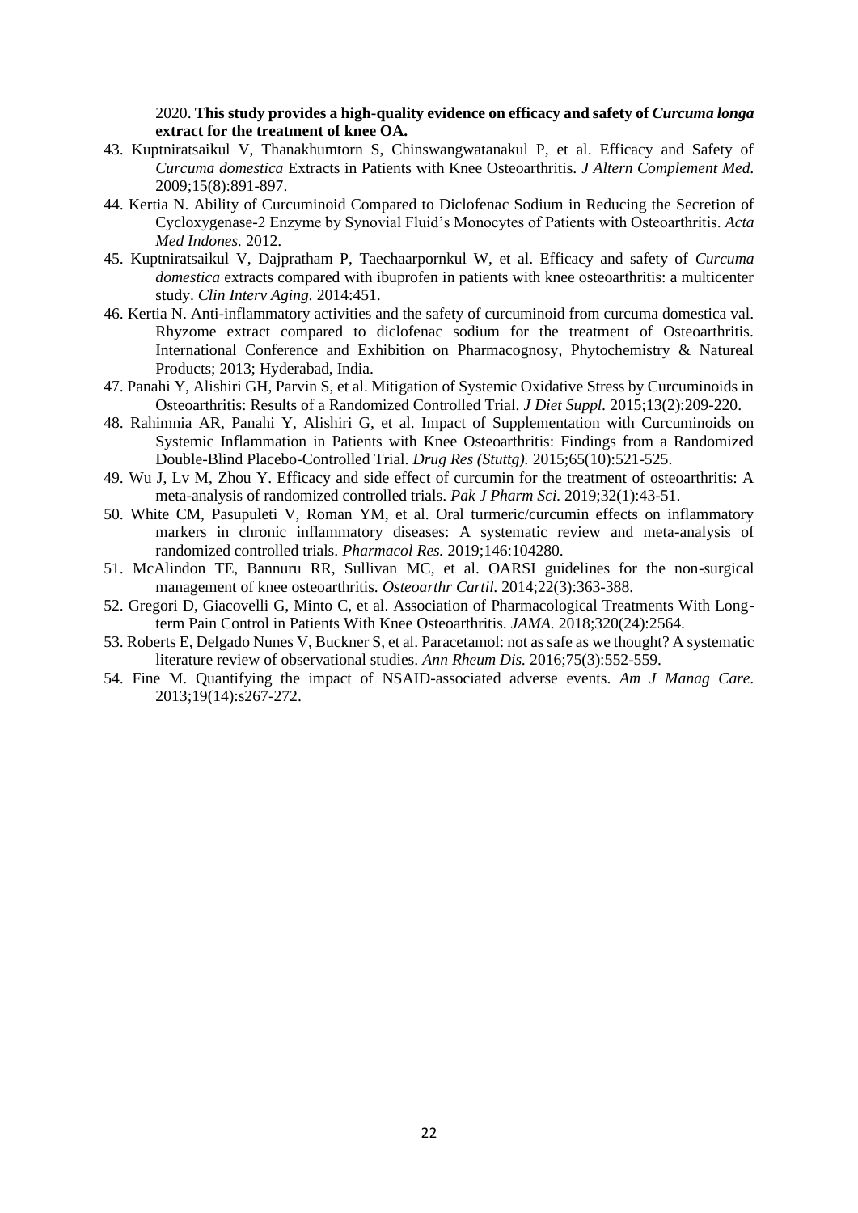2020. **This study provides a high-quality evidence on efficacy and safety of *Curcuma longa* extract for the treatment of knee OA.**

43. Kuptniratsaikul V, Thanakhumtorn S, Chinswangwatanakul P, et al. Efficacy and Safety of *Curcuma domestica* Extracts in Patients with Knee Osteoarthritis. *J Altern Complement Med.* 2009;15(8):891-897.
44. Kertia N. Ability of Curcuminoid Compared to Diclofenac Sodium in Reducing the Secretion of Cycloxygenase-2 Enzyme by Synovial Fluid's Monocytes of Patients with Osteoarthritis. *Acta Med Indones.* 2012.
45. Kuptniratsaikul V, Dajpratham P, Taechaarpornkul W, et al. Efficacy and safety of *Curcuma domestica* extracts compared with ibuprofen in patients with knee osteoarthritis: a multicenter study. *Clin Interv Aging.* 2014:451.
46. Kertia N. Anti-inflammatory activities and the safety of curcuminoid from curcuma domestica val. Rhyzome extract compared to diclofenac sodium for the treatment of Osteoarthritis. International Conference and Exhibition on Pharmacognosy, Phytochemistry & Natureal Products; 2013; Hyderabad, India.
47. Panahi Y, Alishiri GH, Parvin S, et al. Mitigation of Systemic Oxidative Stress by Curcuminoids in Osteoarthritis: Results of a Randomized Controlled Trial. *J Diet Suppl.* 2015;13(2):209-220.
48. Rahimnia AR, Panahi Y, Alishiri G, et al. Impact of Supplementation with Curcuminoids on Systemic Inflammation in Patients with Knee Osteoarthritis: Findings from a Randomized Double-Blind Placebo-Controlled Trial. *Drug Res (Stuttg).* 2015;65(10):521-525.
49. Wu J, Lv M, Zhou Y. Efficacy and side effect of curcumin for the treatment of osteoarthritis: A meta-analysis of randomized controlled trials. *Pak J Pharm Sci.* 2019;32(1):43-51.
50. White CM, Pasupuleti V, Roman YM, et al. Oral turmeric/curcumin effects on inflammatory markers in chronic inflammatory diseases: A systematic review and meta-analysis of randomized controlled trials. *Pharmacol Res.* 2019;146:104280.
51. McAlindon TE, Bannuru RR, Sullivan MC, et al. OARSI guidelines for the non-surgical management of knee osteoarthritis. *Osteoarthr Cartil.* 2014;22(3):363-388.
52. Gregori D, Giacovelli G, Minto C, et al. Association of Pharmacological Treatments With Long-term Pain Control in Patients With Knee Osteoarthritis. *JAMA.* 2018;320(24):2564.
53. Roberts E, Delgado Nunes V, Buckner S, et al. Paracetamol: not as safe as we thought? A systematic literature review of observational studies. *Ann Rheum Dis.* 2016;75(3):552-559.
54. Fine M. Quantifying the impact of NSAID-associated adverse events. *Am J Manag Care.* 2013;19(14):s267-272.